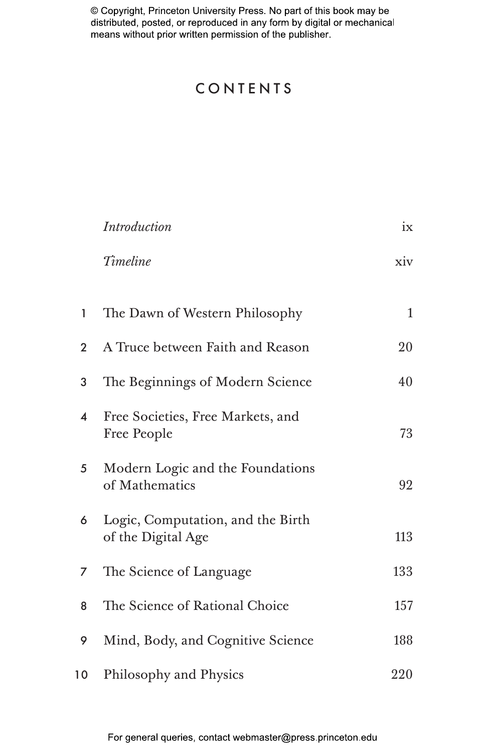© Copyright, Princeton University Press. No part of this book may be distributed, posted, or reproduced in any form by digital or mechanical means without prior written permission of the publisher.

# CONTENTS

| | | |
|---|---|---|
| | *Introduction* | ix |
| | *Timeline* | xiv |
| 1 | The Dawn of Western Philosophy | 1 |
| 2 | A Truce between Faith and Reason | 20 |
| 3 | The Beginnings of Modern Science | 40 |
| 4 | Free Societies, Free Markets, and Free People | 73 |
| 5 | Modern Logic and the Foundations of Mathematics | 92 |
| 6 | Logic, Computation, and the Birth of the Digital Age | 113 |
| 7 | The Science of Language | 133 |
| 8 | The Science of Rational Choice | 157 |
| 9 | Mind, Body, and Cognitive Science | 188 |
| 10 | Philosophy and Physics | 220 |

For general queries, contact webmaster@press.princeton.edu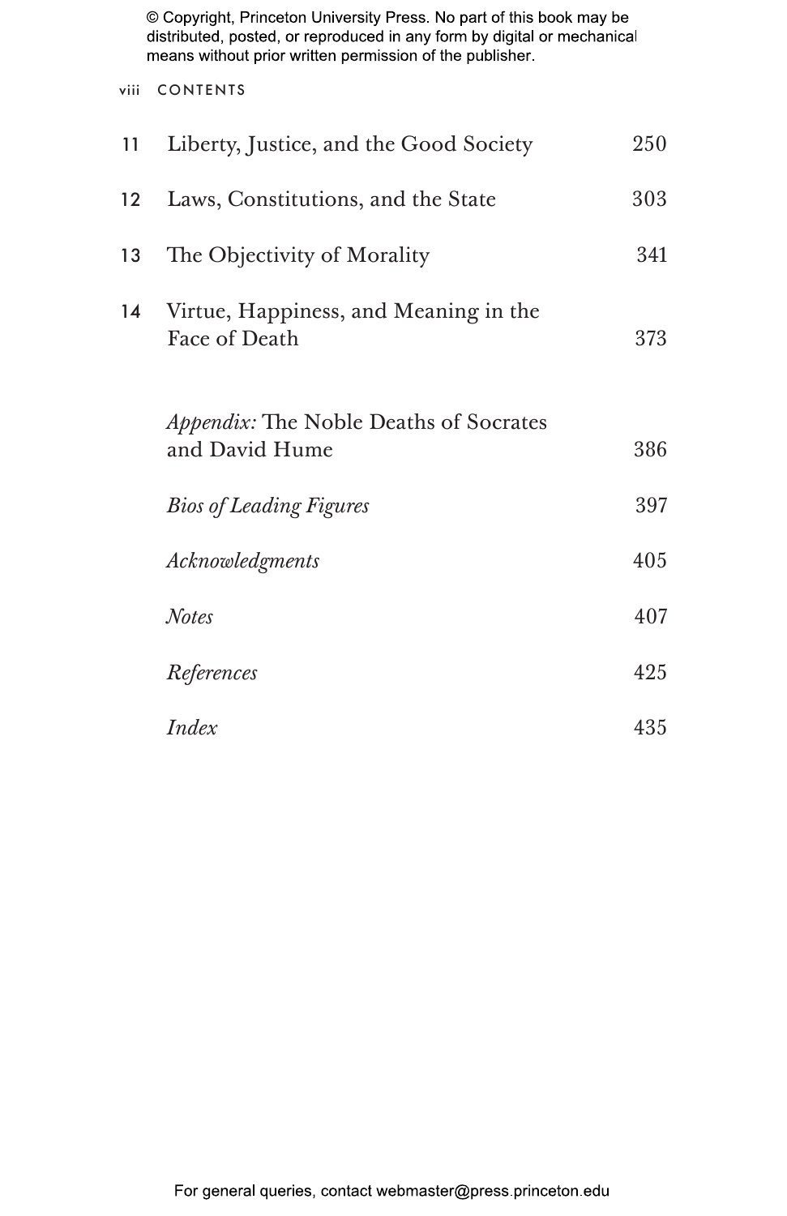| | | |
|---|---|---|
| 11 | Liberty, Justice, and the Good Society | 250 |
| 12 | Laws, Constitutions, and the State | 303 |
| 13 | The Objectivity of Morality | 341 |
| 14 | Virtue, Happiness, and Meaning in the Face of Death | 373 |
| | *Appendix:* The Noble Deaths of Socrates and David Hume | 386 |
| | *Bios of Leading Figures* | 397 |
| | *Acknowledgments* | 405 |
| | *Notes* | 407 |
| | *References* | 425 |
| | *Index* | 435 |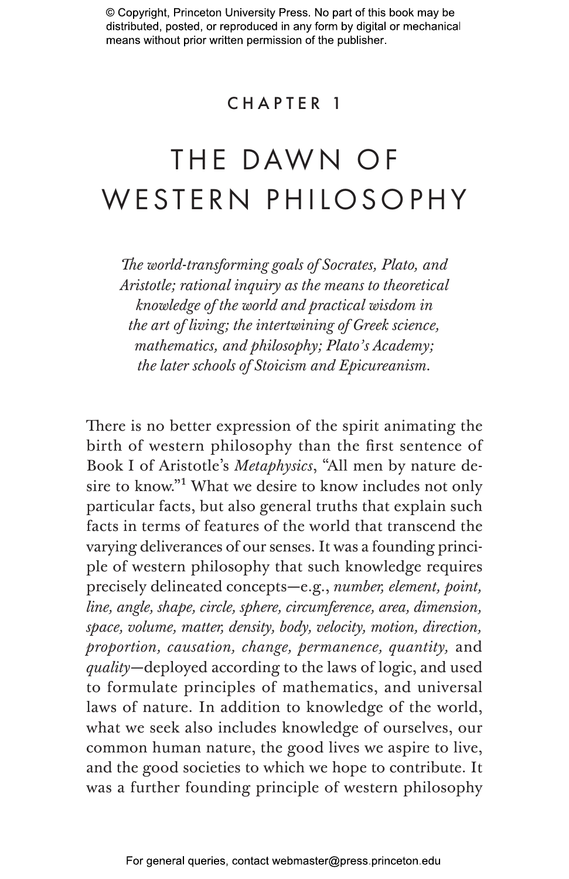# CHAPTER 1

# THE DAWN OF WESTERN PHILOSOPHY

*The world-transforming goals of Socrates, Plato, and Aristotle; rational inquiry as the means to theoretical knowledge of the world and practical wisdom in the art of living; the intertwining of Greek science, mathematics, and philosophy; Plato's Academy; the later schools of Stoicism and Epicureanism.*

There is no better expression of the spirit animating the birth of western philosophy than the first sentence of Book I of Aristotle's *Metaphysics*, "All men by nature desire to know."[1] What we desire to know includes not only particular facts, but also general truths that explain such facts in terms of features of the world that transcend the varying deliverances of our senses. It was a founding principle of western philosophy that such knowledge requires precisely delineated concepts—e.g., *number, element, point, line, angle, shape, circle, sphere, circumference, area, dimension, space, volume, matter, density, body, velocity, motion, direction, proportion, causation, change, permanence, quantity,* and *quality*—deployed according to the laws of logic, and used to formulate principles of mathematics, and universal laws of nature. In addition to knowledge of the world, what we seek also includes knowledge of ourselves, our common human nature, the good lives we aspire to live, and the good societies to which we hope to contribute. It was a further founding principle of western philosophy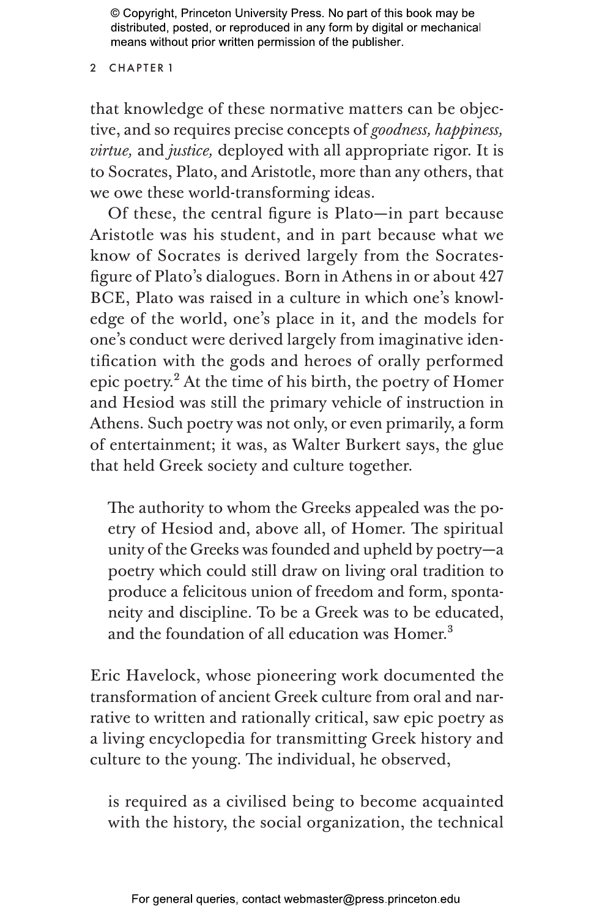that knowledge of these normative matters can be objective, and so requires precise concepts of *goodness, happiness, virtue,* and *justice,* deployed with all appropriate rigor. It is to Socrates, Plato, and Aristotle, more than any others, that we owe these world-transforming ideas.

Of these, the central figure is Plato—in part because Aristotle was his student, and in part because what we know of Socrates is derived largely from the Socrates-figure of Plato's dialogues. Born in Athens in or about 427 BCE, Plato was raised in a culture in which one's knowledge of the world, one's place in it, and the models for one's conduct were derived largely from imaginative identification with the gods and heroes of orally performed epic poetry.[2] At the time of his birth, the poetry of Homer and Hesiod was still the primary vehicle of instruction in Athens. Such poetry was not only, or even primarily, a form of entertainment; it was, as Walter Burkert says, the glue that held Greek society and culture together.

> The authority to whom the Greeks appealed was the poetry of Hesiod and, above all, of Homer. The spiritual unity of the Greeks was founded and upheld by poetry—a poetry which could still draw on living oral tradition to produce a felicitous union of freedom and form, spontaneity and discipline. To be a Greek was to be educated, and the foundation of all education was Homer.[3]

Eric Havelock, whose pioneering work documented the transformation of ancient Greek culture from oral and narrative to written and rationally critical, saw epic poetry as a living encyclopedia for transmitting Greek history and culture to the young. The individual, he observed,

> is required as a civilised being to become acquainted with the history, the social organization, the technical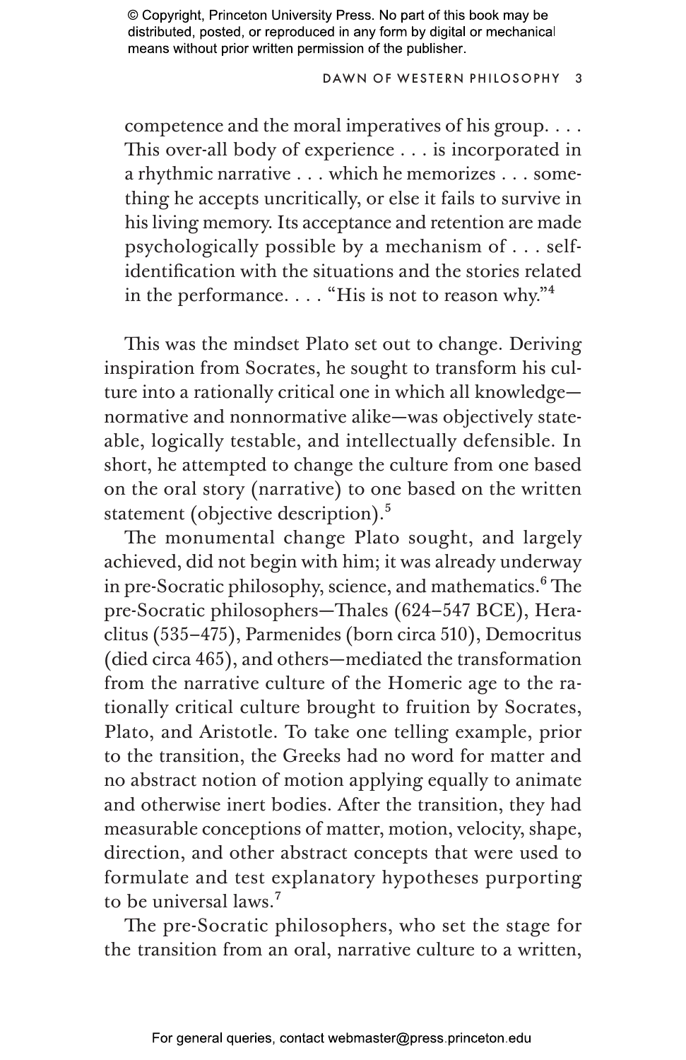> competence and the moral imperatives of his group. . . . This over-all body of experience . . . is incorporated in a rhythmic narrative . . . which he memorizes . . . something he accepts uncritically, or else it fails to survive in his living memory. Its acceptance and retention are made psychologically possible by a mechanism of . . . self-identification with the situations and the stories related in the performance. . . . "His is not to reason why."[4]

This was the mindset Plato set out to change. Deriving inspiration from Socrates, he sought to transform his culture into a rationally critical one in which all knowledge—normative and nonnormative alike—was objectively statable, logically testable, and intellectually defensible. In short, he attempted to change the culture from one based on the oral story (narrative) to one based on the written statement (objective description).[5]

The monumental change Plato sought, and largely achieved, did not begin with him; it was already underway in pre-Socratic philosophy, science, and mathematics.[6] The pre-Socratic philosophers—Thales (624–547 BCE), Heraclitus (535–475), Parmenides (born circa 510), Democritus (died circa 465), and others—mediated the transformation from the narrative culture of the Homeric age to the rationally critical culture brought to fruition by Socrates, Plato, and Aristotle. To take one telling example, prior to the transition, the Greeks had no word for matter and no abstract notion of motion applying equally to animate and otherwise inert bodies. After the transition, they had measurable conceptions of matter, motion, velocity, shape, direction, and other abstract concepts that were used to formulate and test explanatory hypotheses purporting to be universal laws.[7]

The pre-Socratic philosophers, who set the stage for the transition from an oral, narrative culture to a written,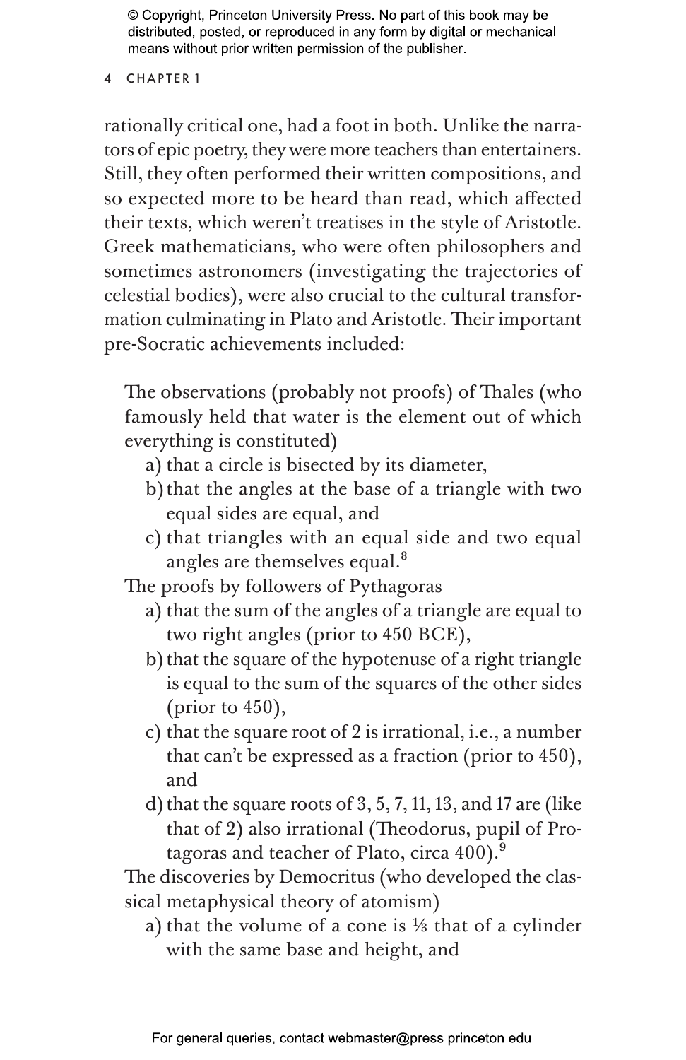rationally critical one, had a foot in both. Unlike the narrators of epic poetry, they were more teachers than entertainers. Still, they often performed their written compositions, and so expected more to be heard than read, which affected their texts, which weren't treatises in the style of Aristotle. Greek mathematicians, who were often philosophers and sometimes astronomers (investigating the trajectories of celestial bodies), were also crucial to the cultural transformation culminating in Plato and Aristotle. Their important pre-Socratic achievements included:

The observations (probably not proofs) of Thales (who famously held that water is the element out of which everything is constituted)

- a) that a circle is bisected by its diameter,
- b) that the angles at the base of a triangle with two equal sides are equal, and
- c) that triangles with an equal side and two equal angles are themselves equal.[8]

The proofs by followers of Pythagoras

- a) that the sum of the angles of a triangle are equal to two right angles (prior to 450 BCE),
- b) that the square of the hypotenuse of a right triangle is equal to the sum of the squares of the other sides (prior to 450),
- c) that the square root of 2 is irrational, i.e., a number that can't be expressed as a fraction (prior to 450), and
- d) that the square roots of 3, 5, 7, 11, 13, and 17 are (like that of 2) also irrational (Theodorus, pupil of Protagoras and teacher of Plato, circa 400).[9]

The discoveries by Democritus (who developed the classical metaphysical theory of atomism)

- a) that the volume of a cone is ⅓ that of a cylinder with the same base and height, and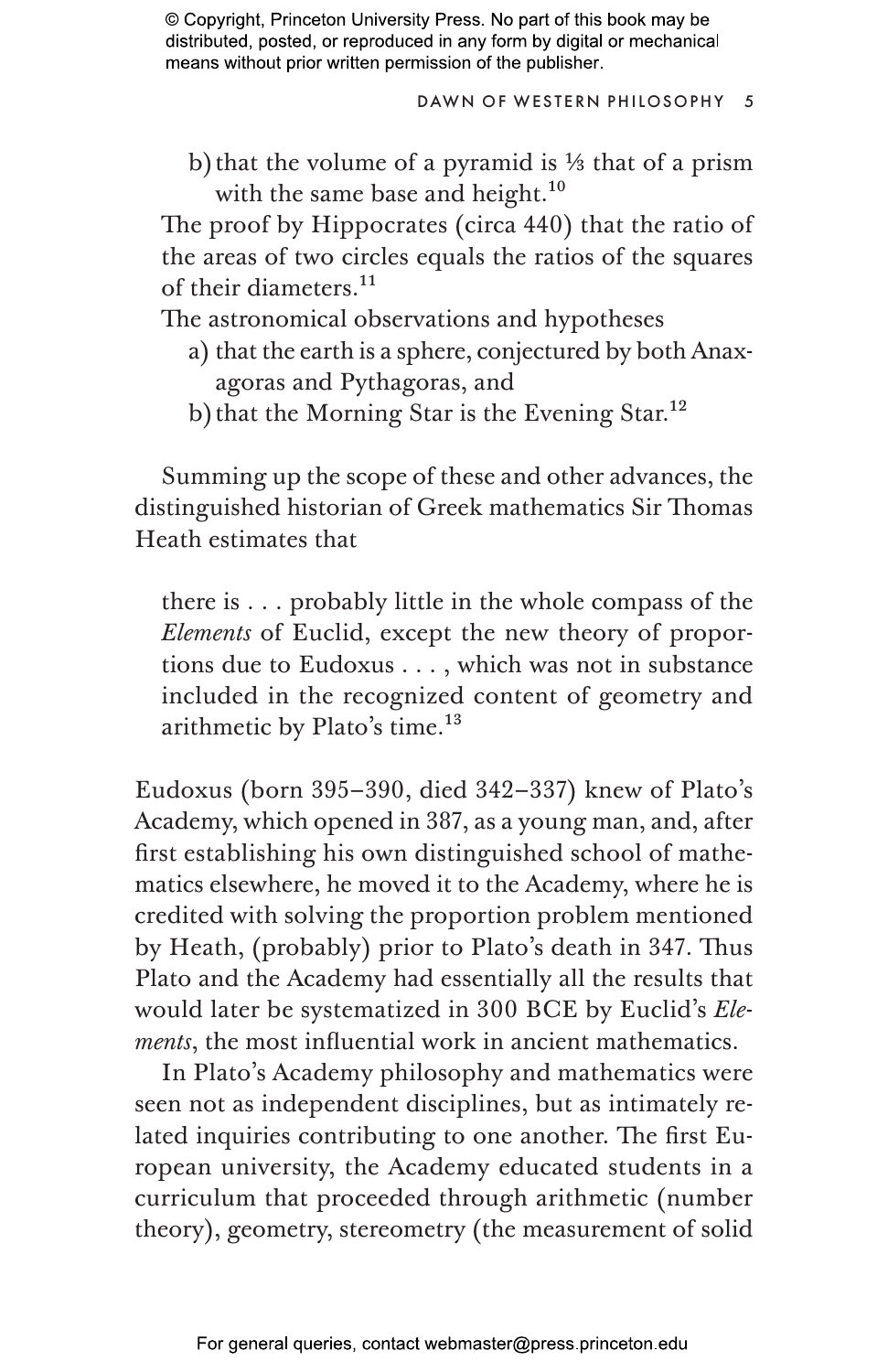b) that the volume of a pyramid is ⅓ that of a prism with the same base and height.[10]

The proof by Hippocrates (circa 440) that the ratio of the areas of two circles equals the ratios of the squares of their diameters.[11]

The astronomical observations and hypotheses

a) that the earth is a sphere, conjectured by both Anaxagoras and Pythagoras, and
b) that the Morning Star is the Evening Star.[12]

Summing up the scope of these and other advances, the distinguished historian of Greek mathematics Sir Thomas Heath estimates that

> there is . . . probably little in the whole compass of the *Elements* of Euclid, except the new theory of proportions due to Eudoxus . . . , which was not in substance included in the recognized content of geometry and arithmetic by Plato's time.[13]

Eudoxus (born 395–390, died 342–337) knew of Plato's Academy, which opened in 387, as a young man, and, after first establishing his own distinguished school of mathematics elsewhere, he moved it to the Academy, where he is credited with solving the proportion problem mentioned by Heath, (probably) prior to Plato's death in 347. Thus Plato and the Academy had essentially all the results that would later be systematized in 300 BCE by Euclid's *Elements*, the most influential work in ancient mathematics.

In Plato's Academy philosophy and mathematics were seen not as independent disciplines, but as intimately related inquiries contributing to one another. The first European university, the Academy educated students in a curriculum that proceeded through arithmetic (number theory), geometry, stereometry (the measurement of solid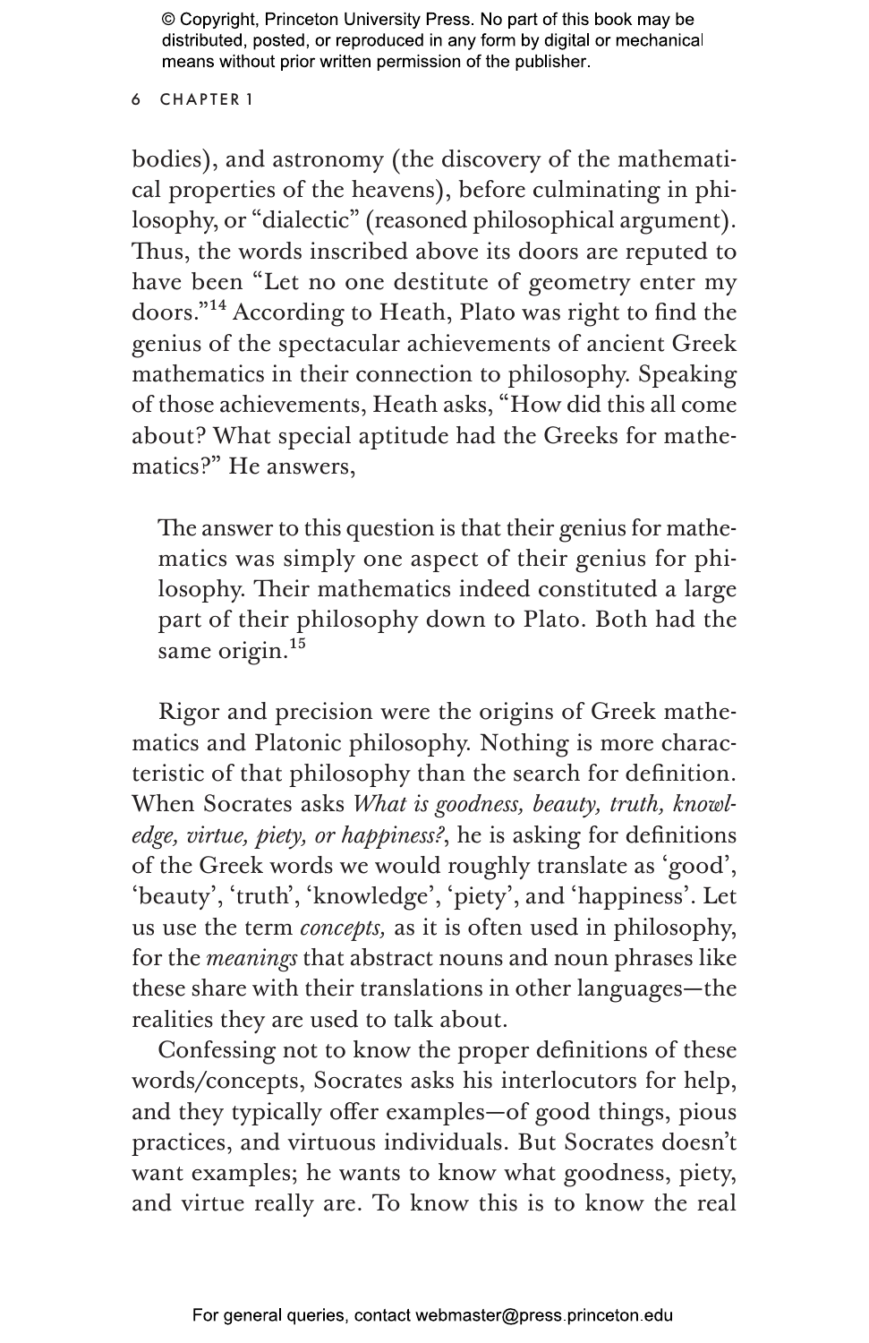bodies), and astronomy (the discovery of the mathematical properties of the heavens), before culminating in philosophy, or "dialectic" (reasoned philosophical argument). Thus, the words inscribed above its doors are reputed to have been "Let no one destitute of geometry enter my doors."[14] According to Heath, Plato was right to find the genius of the spectacular achievements of ancient Greek mathematics in their connection to philosophy. Speaking of those achievements, Heath asks, "How did this all come about? What special aptitude had the Greeks for mathematics?" He answers,

> The answer to this question is that their genius for mathematics was simply one aspect of their genius for philosophy. Their mathematics indeed constituted a large part of their philosophy down to Plato. Both had the same origin.[15]

Rigor and precision were the origins of Greek mathematics and Platonic philosophy. Nothing is more characteristic of that philosophy than the search for definition. When Socrates asks *What is goodness, beauty, truth, knowledge, virtue, piety, or happiness?*, he is asking for definitions of the Greek words we would roughly translate as 'good', 'beauty', 'truth', 'knowledge', 'piety', and 'happiness'. Let us use the term *concepts,* as it is often used in philosophy, for the *meanings* that abstract nouns and noun phrases like these share with their translations in other languages—the realities they are used to talk about.

Confessing not to know the proper definitions of these words/concepts, Socrates asks his interlocutors for help, and they typically offer examples—of good things, pious practices, and virtuous individuals. But Socrates doesn't want examples; he wants to know what goodness, piety, and virtue really are. To know this is to know the real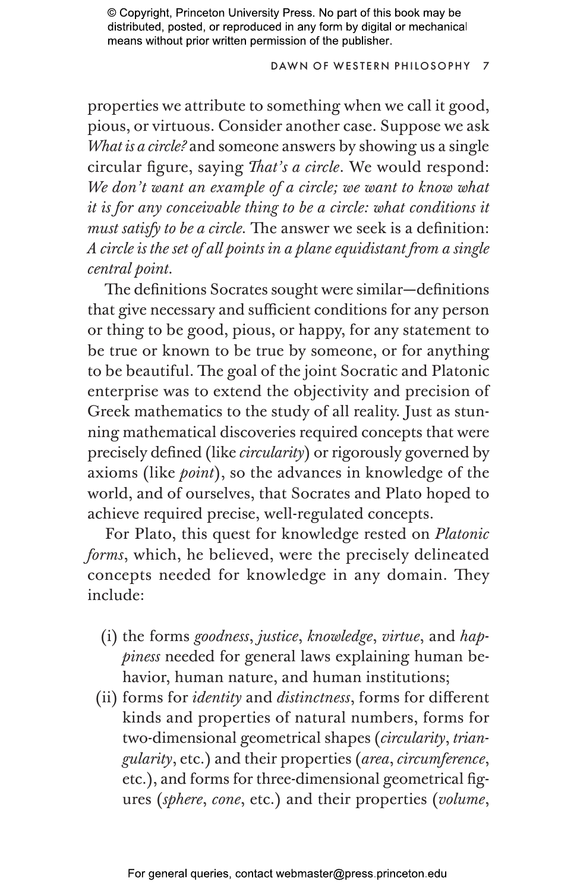properties we attribute to something when we call it good, pious, or virtuous. Consider another case. Suppose we ask *What is a circle?* and someone answers by showing us a single circular figure, saying *That's a circle*. We would respond: *We don't want an example of a circle; we want to know what it is for any conceivable thing to be a circle: what conditions it must satisfy to be a circle.* The answer we seek is a definition: *A circle is the set of all points in a plane equidistant from a single central point*.

The definitions Socrates sought were similar—definitions that give necessary and sufficient conditions for any person or thing to be good, pious, or happy, for any statement to be true or known to be true by someone, or for anything to be beautiful. The goal of the joint Socratic and Platonic enterprise was to extend the objectivity and precision of Greek mathematics to the study of all reality. Just as stunning mathematical discoveries required concepts that were precisely defined (like *circularity*) or rigorously governed by axioms (like *point*), so the advances in knowledge of the world, and of ourselves, that Socrates and Plato hoped to achieve required precise, well-regulated concepts.

For Plato, this quest for knowledge rested on *Platonic forms*, which, he believed, were the precisely delineated concepts needed for knowledge in any domain. They include:

(i) the forms *goodness*, *justice*, *knowledge*, *virtue*, and *happiness* needed for general laws explaining human behavior, human nature, and human institutions;

(ii) forms for *identity* and *distinctness*, forms for different kinds and properties of natural numbers, forms for two-dimensional geometrical shapes (*circularity*, *triangularity*, etc.) and their properties (*area*, *circumference*, etc.), and forms for three-dimensional geometrical figures (*sphere*, *cone*, etc.) and their properties (*volume*,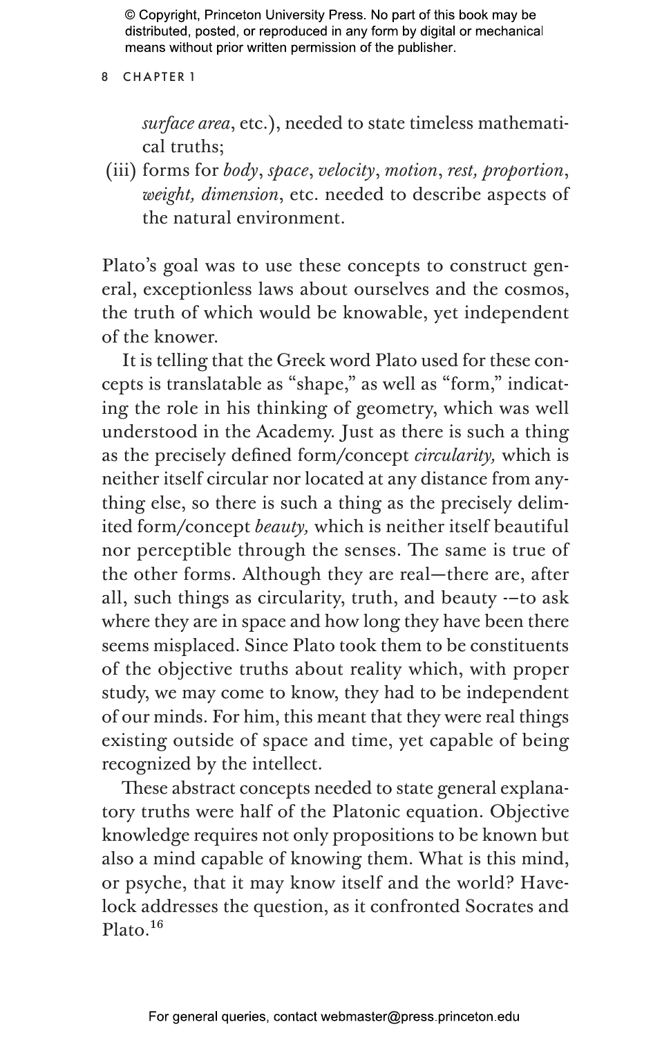*surface area*, etc.), needed to state timeless mathematical truths;

(iii) forms for *body*, *space*, *velocity*, *motion*, *rest, proportion*, *weight, dimension*, etc. needed to describe aspects of the natural environment.

Plato's goal was to use these concepts to construct general, exceptionless laws about ourselves and the cosmos, the truth of which would be knowable, yet independent of the knower.

It is telling that the Greek word Plato used for these concepts is translatable as "shape," as well as "form," indicating the role in his thinking of geometry, which was well understood in the Academy. Just as there is such a thing as the precisely defined form/concept *circularity,* which is neither itself circular nor located at any distance from anything else, so there is such a thing as the precisely delimited form/concept *beauty,* which is neither itself beautiful nor perceptible through the senses. The same is true of the other forms. Although they are real—there are, after all, such things as circularity, truth, and beauty -—to ask where they are in space and how long they have been there seems misplaced. Since Plato took them to be constituents of the objective truths about reality which, with proper study, we may come to know, they had to be independent of our minds. For him, this meant that they were real things existing outside of space and time, yet capable of being recognized by the intellect.

These abstract concepts needed to state general explanatory truths were half of the Platonic equation. Objective knowledge requires not only propositions to be known but also a mind capable of knowing them. What is this mind, or psyche, that it may know itself and the world? Havelock addresses the question, as it confronted Socrates and Plato.[16]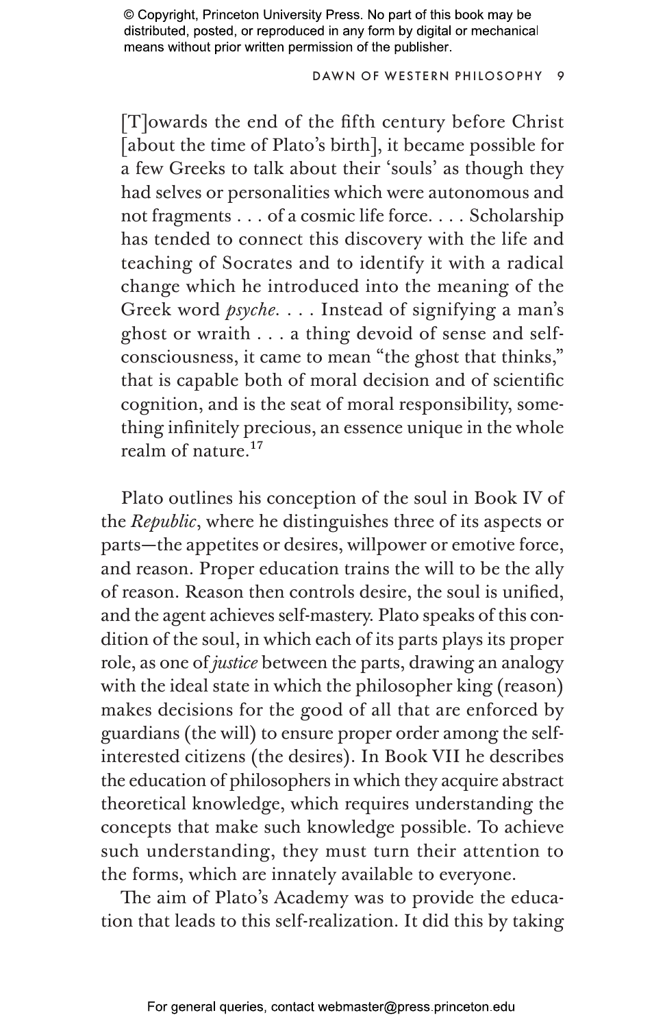> [T]owards the end of the fifth century before Christ [about the time of Plato's birth], it became possible for a few Greeks to talk about their 'souls' as though they had selves or personalities which were autonomous and not fragments . . . of a cosmic life force. . . . Scholarship has tended to connect this discovery with the life and teaching of Socrates and to identify it with a radical change which he introduced into the meaning of the Greek word *psyche*. . . . Instead of signifying a man's ghost or wraith . . . a thing devoid of sense and self-consciousness, it came to mean "the ghost that thinks," that is capable both of moral decision and of scientific cognition, and is the seat of moral responsibility, something infinitely precious, an essence unique in the whole realm of nature.[17]

Plato outlines his conception of the soul in Book IV of the *Republic*, where he distinguishes three of its aspects or parts—the appetites or desires, willpower or emotive force, and reason. Proper education trains the will to be the ally of reason. Reason then controls desire, the soul is unified, and the agent achieves self-mastery. Plato speaks of this condition of the soul, in which each of its parts plays its proper role, as one of *justice* between the parts, drawing an analogy with the ideal state in which the philosopher king (reason) makes decisions for the good of all that are enforced by guardians (the will) to ensure proper order among the self-interested citizens (the desires). In Book VII he describes the education of philosophers in which they acquire abstract theoretical knowledge, which requires understanding the concepts that make such knowledge possible. To achieve such understanding, they must turn their attention to the forms, which are innately available to everyone.

The aim of Plato's Academy was to provide the education that leads to this self-realization. It did this by taking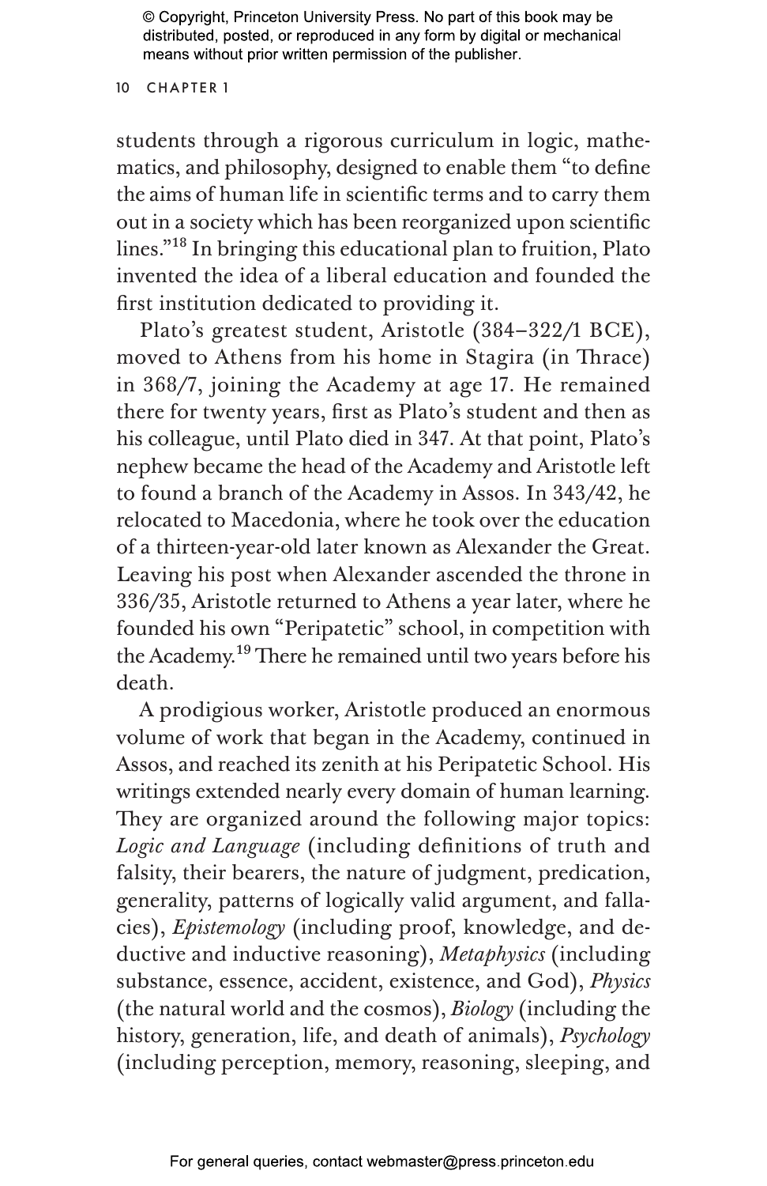students through a rigorous curriculum in logic, mathematics, and philosophy, designed to enable them "to define the aims of human life in scientific terms and to carry them out in a society which has been reorganized upon scientific lines."[18] In bringing this educational plan to fruition, Plato invented the idea of a liberal education and founded the first institution dedicated to providing it.

Plato's greatest student, Aristotle (384–322/1 BCE), moved to Athens from his home in Stagira (in Thrace) in 368/7, joining the Academy at age 17. He remained there for twenty years, first as Plato's student and then as his colleague, until Plato died in 347. At that point, Plato's nephew became the head of the Academy and Aristotle left to found a branch of the Academy in Assos. In 343/42, he relocated to Macedonia, where he took over the education of a thirteen-year-old later known as Alexander the Great. Leaving his post when Alexander ascended the throne in 336/35, Aristotle returned to Athens a year later, where he founded his own "Peripatetic" school, in competition with the Academy.[19] There he remained until two years before his death.

A prodigious worker, Aristotle produced an enormous volume of work that began in the Academy, continued in Assos, and reached its zenith at his Peripatetic School. His writings extended nearly every domain of human learning. They are organized around the following major topics: *Logic and Language* (including definitions of truth and falsity, their bearers, the nature of judgment, predication, generality, patterns of logically valid argument, and fallacies), *Epistemology* (including proof, knowledge, and deductive and inductive reasoning), *Metaphysics* (including substance, essence, accident, existence, and God), *Physics* (the natural world and the cosmos), *Biology* (including the history, generation, life, and death of animals), *Psychology* (including perception, memory, reasoning, sleeping, and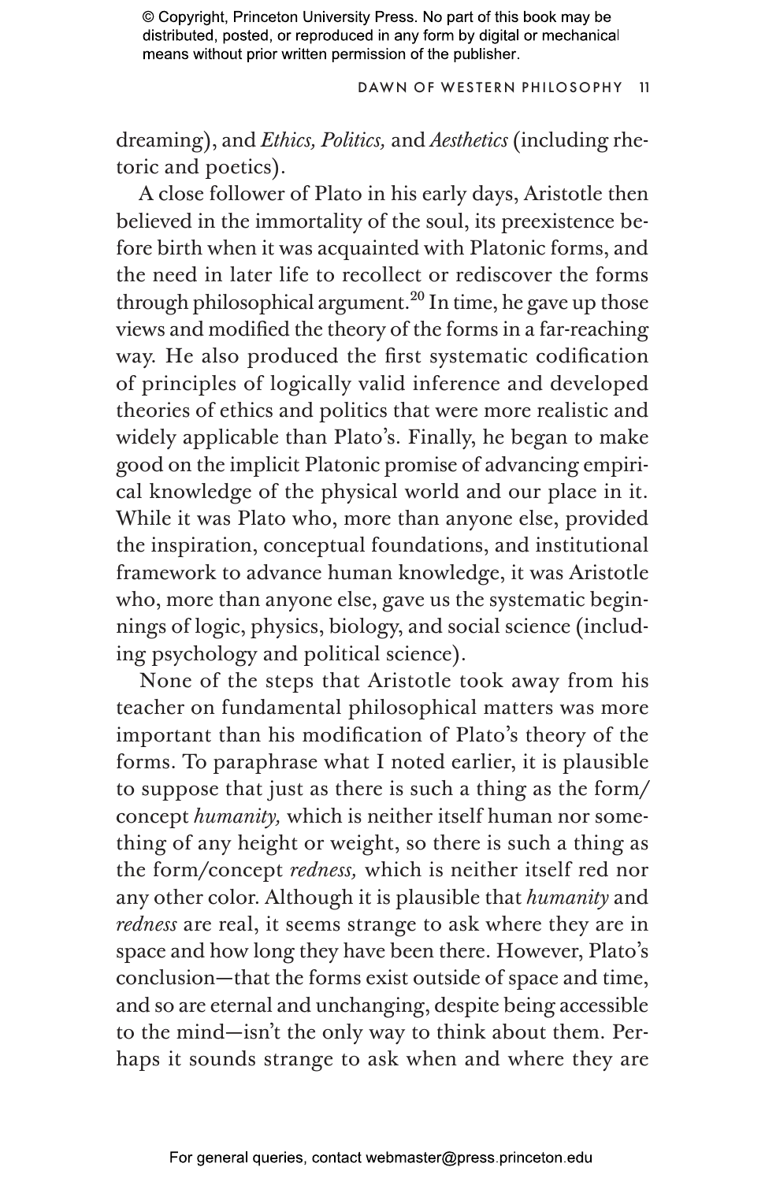dreaming), and *Ethics, Politics,* and *Aesthetics* (including rhetoric and poetics).

A close follower of Plato in his early days, Aristotle then believed in the immortality of the soul, its preexistence before birth when it was acquainted with Platonic forms, and the need in later life to recollect or rediscover the forms through philosophical argument.[20] In time, he gave up those views and modified the theory of the forms in a far-reaching way. He also produced the first systematic codification of principles of logically valid inference and developed theories of ethics and politics that were more realistic and widely applicable than Plato's. Finally, he began to make good on the implicit Platonic promise of advancing empirical knowledge of the physical world and our place in it. While it was Plato who, more than anyone else, provided the inspiration, conceptual foundations, and institutional framework to advance human knowledge, it was Aristotle who, more than anyone else, gave us the systematic beginnings of logic, physics, biology, and social science (including psychology and political science).

None of the steps that Aristotle took away from his teacher on fundamental philosophical matters was more important than his modification of Plato's theory of the forms. To paraphrase what I noted earlier, it is plausible to suppose that just as there is such a thing as the form/concept *humanity,* which is neither itself human nor something of any height or weight, so there is such a thing as the form/concept *redness,* which is neither itself red nor any other color. Although it is plausible that *humanity* and *redness* are real, it seems strange to ask where they are in space and how long they have been there. However, Plato's conclusion—that the forms exist outside of space and time, and so are eternal and unchanging, despite being accessible to the mind—isn't the only way to think about them. Perhaps it sounds strange to ask when and where they are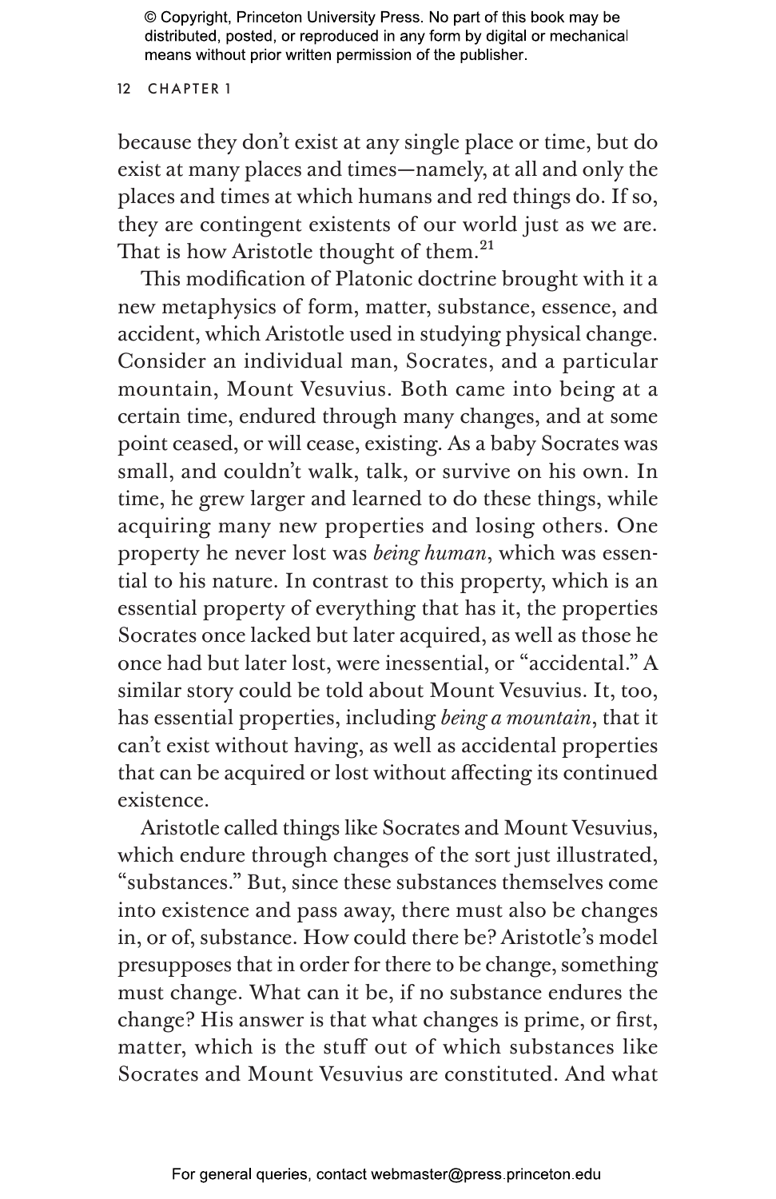because they don't exist at any single place or time, but do exist at many places and times—namely, at all and only the places and times at which humans and red things do. If so, they are contingent existents of our world just as we are. That is how Aristotle thought of them.[21]

This modification of Platonic doctrine brought with it a new metaphysics of form, matter, substance, essence, and accident, which Aristotle used in studying physical change. Consider an individual man, Socrates, and a particular mountain, Mount Vesuvius. Both came into being at a certain time, endured through many changes, and at some point ceased, or will cease, existing. As a baby Socrates was small, and couldn't walk, talk, or survive on his own. In time, he grew larger and learned to do these things, while acquiring many new properties and losing others. One property he never lost was *being human*, which was essential to his nature. In contrast to this property, which is an essential property of everything that has it, the properties Socrates once lacked but later acquired, as well as those he once had but later lost, were inessential, or "accidental." A similar story could be told about Mount Vesuvius. It, too, has essential properties, including *being a mountain*, that it can't exist without having, as well as accidental properties that can be acquired or lost without affecting its continued existence.

Aristotle called things like Socrates and Mount Vesuvius, which endure through changes of the sort just illustrated, "substances." But, since these substances themselves come into existence and pass away, there must also be changes in, or of, substance. How could there be? Aristotle's model presupposes that in order for there to be change, something must change. What can it be, if no substance endures the change? His answer is that what changes is prime, or first, matter, which is the stuff out of which substances like Socrates and Mount Vesuvius are constituted. And what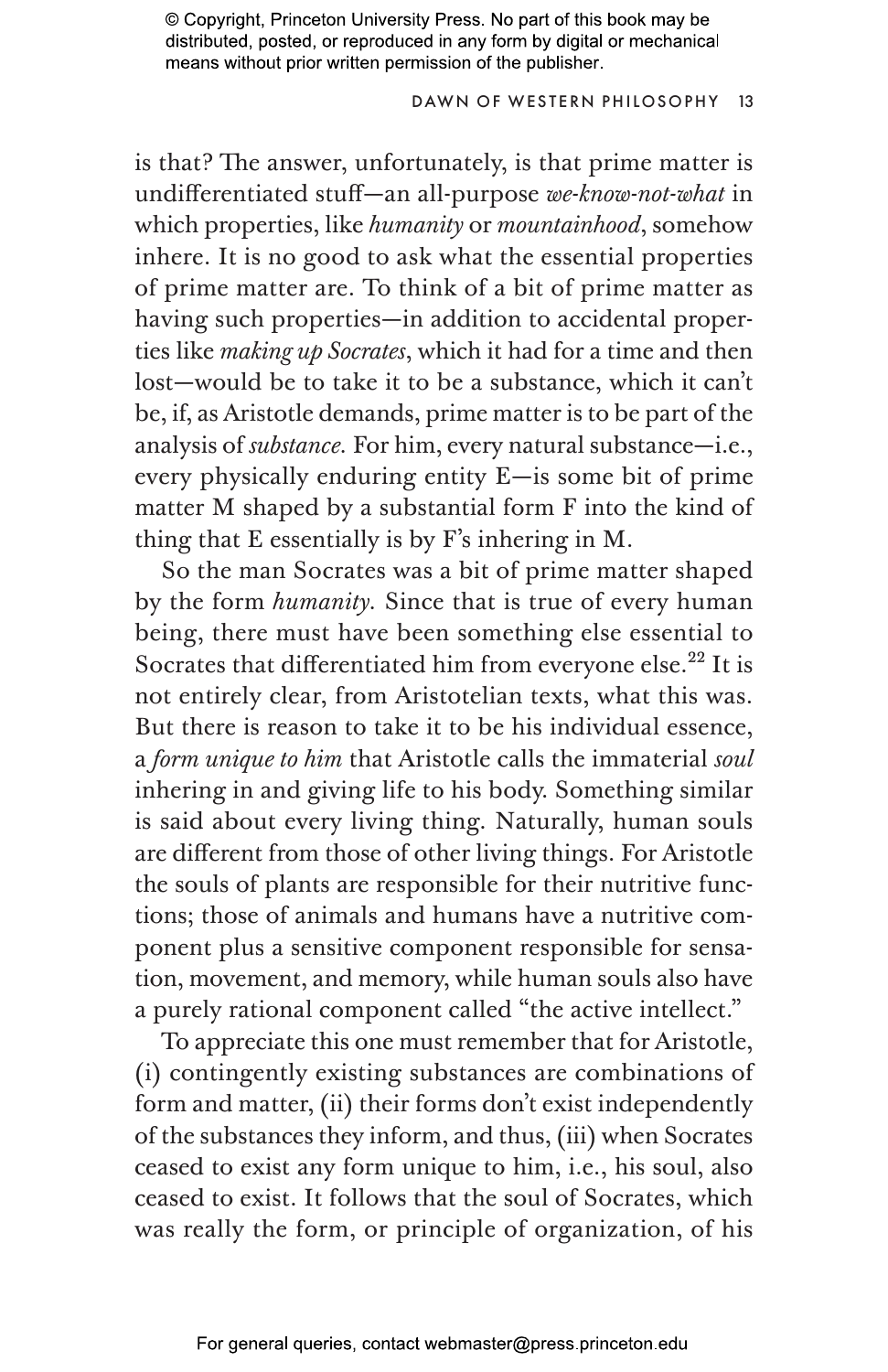is that? The answer, unfortunately, is that prime matter is undifferentiated stuff—an all-purpose *we-know-not-what* in which properties, like *humanity* or *mountainhood*, somehow inhere. It is no good to ask what the essential properties of prime matter are. To think of a bit of prime matter as having such properties—in addition to accidental properties like *making up Socrates*, which it had for a time and then lost—would be to take it to be a substance, which it can't be, if, as Aristotle demands, prime matter is to be part of the analysis of *substance.* For him, every natural substance—i.e., every physically enduring entity E—is some bit of prime matter M shaped by a substantial form F into the kind of thing that E essentially is by F's inhering in M.

So the man Socrates was a bit of prime matter shaped by the form *humanity.* Since that is true of every human being, there must have been something else essential to Socrates that differentiated him from everyone else.[22] It is not entirely clear, from Aristotelian texts, what this was. But there is reason to take it to be his individual essence, a *form unique to him* that Aristotle calls the immaterial *soul* inhering in and giving life to his body. Something similar is said about every living thing. Naturally, human souls are different from those of other living things. For Aristotle the souls of plants are responsible for their nutritive functions; those of animals and humans have a nutritive component plus a sensitive component responsible for sensation, movement, and memory, while human souls also have a purely rational component called "the active intellect."

To appreciate this one must remember that for Aristotle, (i) contingently existing substances are combinations of form and matter, (ii) their forms don't exist independently of the substances they inform, and thus, (iii) when Socrates ceased to exist any form unique to him, i.e., his soul, also ceased to exist. It follows that the soul of Socrates, which was really the form, or principle of organization, of his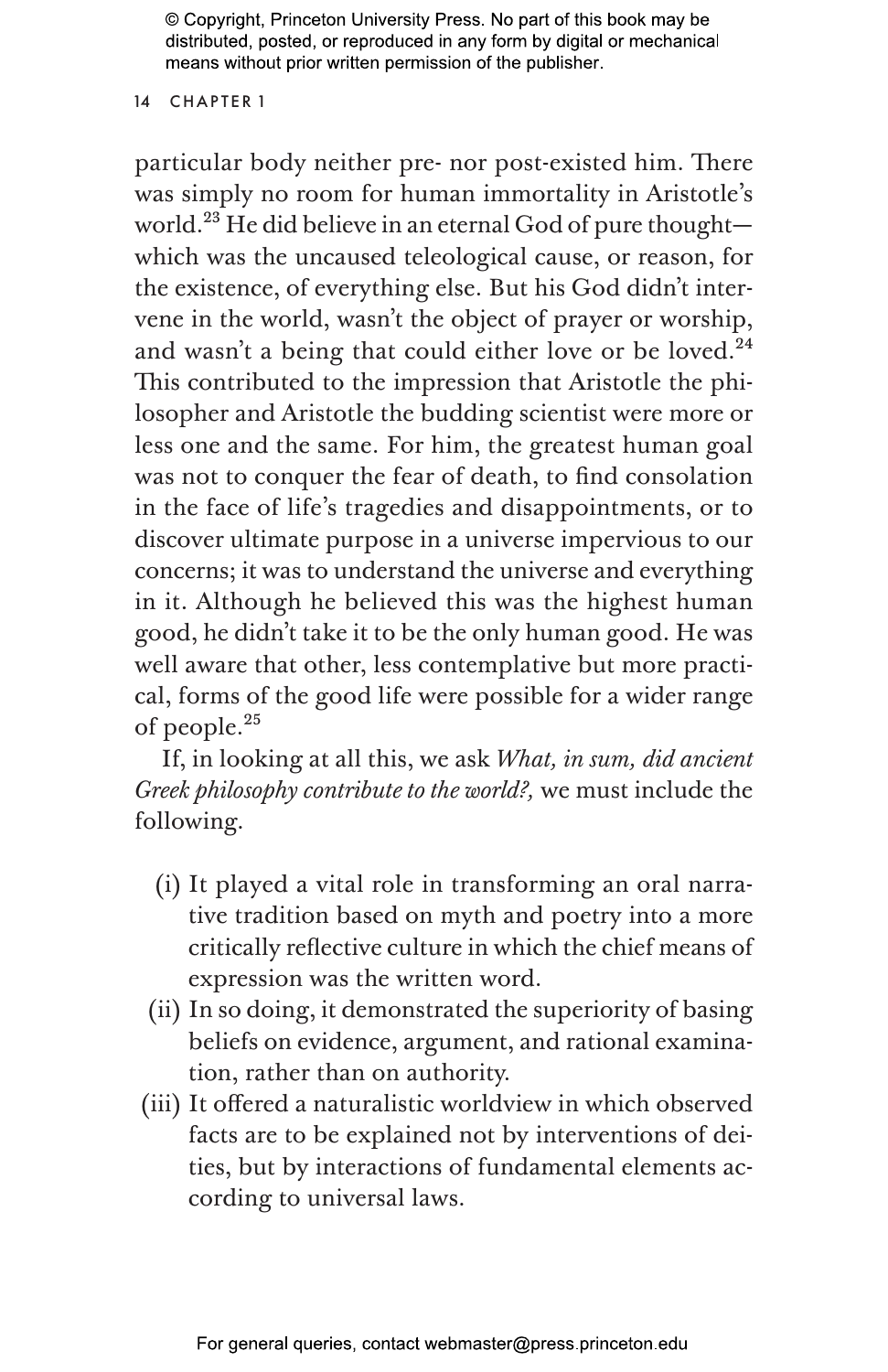particular body neither pre- nor post-existed him. There was simply no room for human immortality in Aristotle's world.[23] He did believe in an eternal God of pure thought—which was the uncaused teleological cause, or reason, for the existence, of everything else. But his God didn't intervene in the world, wasn't the object of prayer or worship, and wasn't a being that could either love or be loved.[24] This contributed to the impression that Aristotle the philosopher and Aristotle the budding scientist were more or less one and the same. For him, the greatest human goal was not to conquer the fear of death, to find consolation in the face of life's tragedies and disappointments, or to discover ultimate purpose in a universe impervious to our concerns; it was to understand the universe and everything in it. Although he believed this was the highest human good, he didn't take it to be the only human good. He was well aware that other, less contemplative but more practical, forms of the good life were possible for a wider range of people.[25]

If, in looking at all this, we ask *What, in sum, did ancient Greek philosophy contribute to the world?,* we must include the following.

(i) It played a vital role in transforming an oral narrative tradition based on myth and poetry into a more critically reflective culture in which the chief means of expression was the written word.

(ii) In so doing, it demonstrated the superiority of basing beliefs on evidence, argument, and rational examination, rather than on authority.

(iii) It offered a naturalistic worldview in which observed facts are to be explained not by interventions of deities, but by interactions of fundamental elements according to universal laws.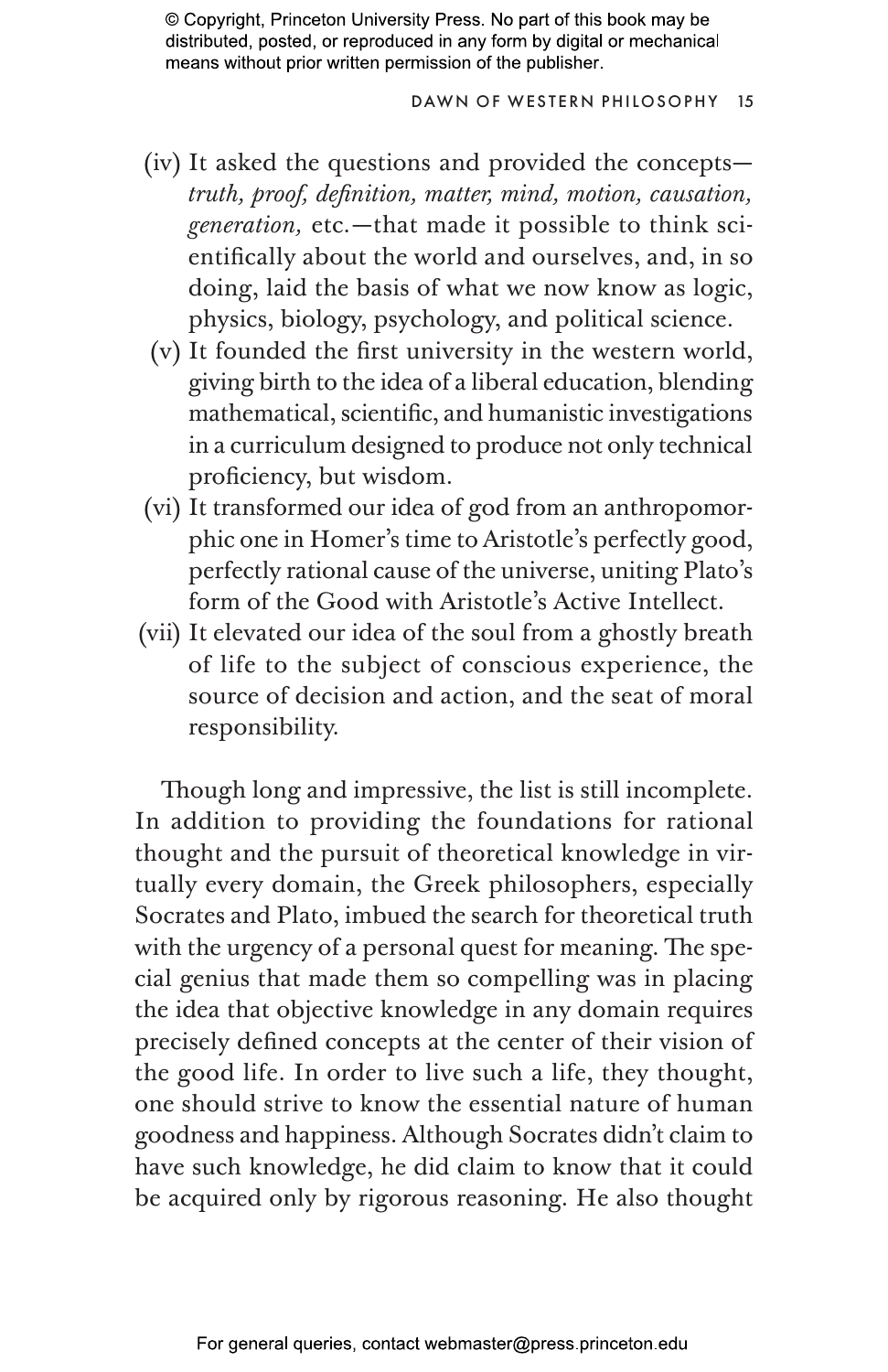(iv) It asked the questions and provided the concepts—*truth, proof, definition, matter, mind, motion, causation, generation,* etc.—that made it possible to think scientifically about the world and ourselves, and, in so doing, laid the basis of what we now know as logic, physics, biology, psychology, and political science.

(v) It founded the first university in the western world, giving birth to the idea of a liberal education, blending mathematical, scientific, and humanistic investigations in a curriculum designed to produce not only technical proficiency, but wisdom.

(vi) It transformed our idea of god from an anthropomorphic one in Homer's time to Aristotle's perfectly good, perfectly rational cause of the universe, uniting Plato's form of the Good with Aristotle's Active Intellect.

(vii) It elevated our idea of the soul from a ghostly breath of life to the subject of conscious experience, the source of decision and action, and the seat of moral responsibility.

Though long and impressive, the list is still incomplete. In addition to providing the foundations for rational thought and the pursuit of theoretical knowledge in virtually every domain, the Greek philosophers, especially Socrates and Plato, imbued the search for theoretical truth with the urgency of a personal quest for meaning. The special genius that made them so compelling was in placing the idea that objective knowledge in any domain requires precisely defined concepts at the center of their vision of the good life. In order to live such a life, they thought, one should strive to know the essential nature of human goodness and happiness. Although Socrates didn't claim to have such knowledge, he did claim to know that it could be acquired only by rigorous reasoning. He also thought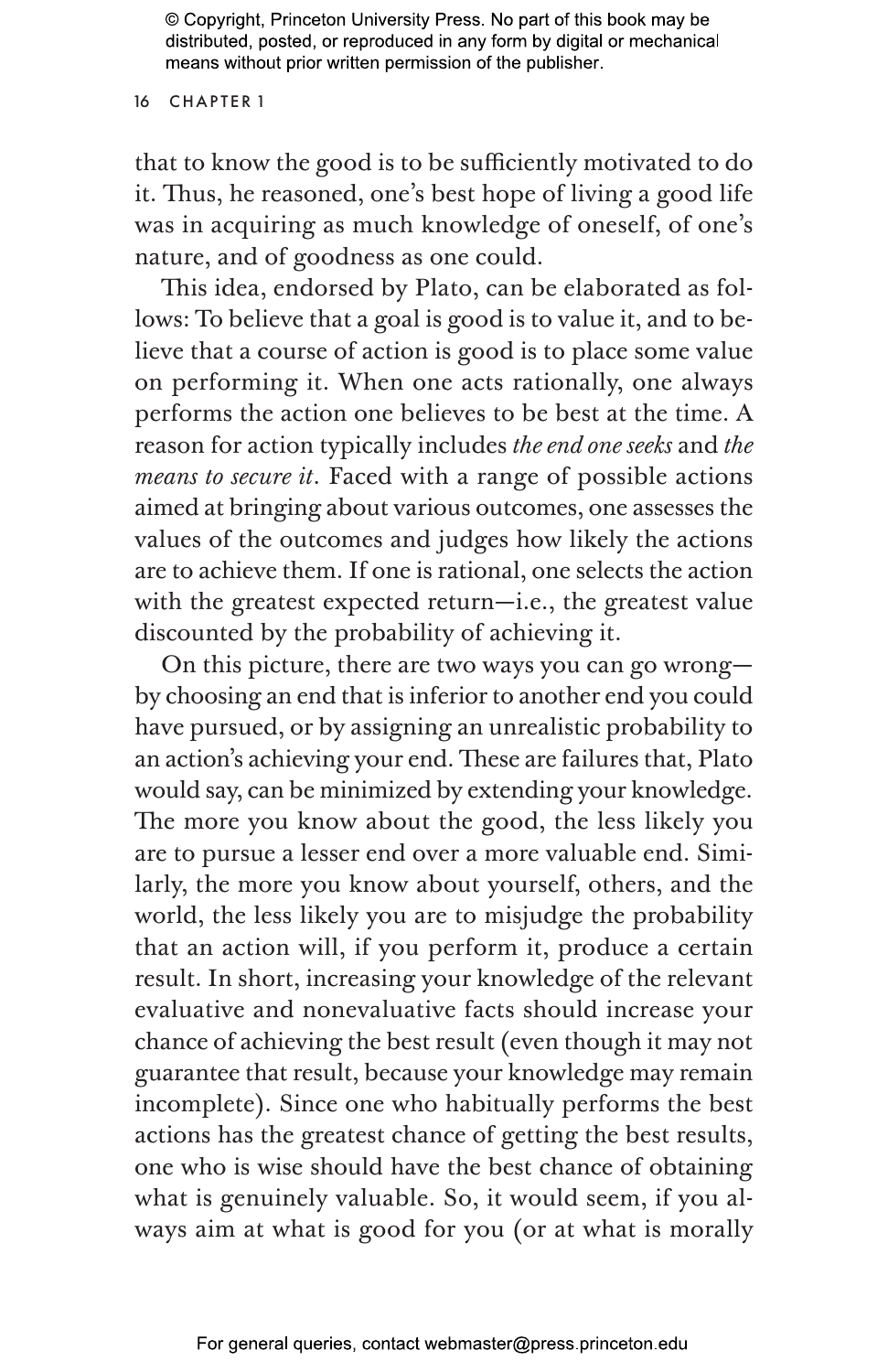that to know the good is to be sufficiently motivated to do it. Thus, he reasoned, one's best hope of living a good life was in acquiring as much knowledge of oneself, of one's nature, and of goodness as one could.

This idea, endorsed by Plato, can be elaborated as follows: To believe that a goal is good is to value it, and to believe that a course of action is good is to place some value on performing it. When one acts rationally, one always performs the action one believes to be best at the time. A reason for action typically includes *the end one seeks* and *the means to secure it*. Faced with a range of possible actions aimed at bringing about various outcomes, one assesses the values of the outcomes and judges how likely the actions are to achieve them. If one is rational, one selects the action with the greatest expected return—i.e., the greatest value discounted by the probability of achieving it.

On this picture, there are two ways you can go wrong—by choosing an end that is inferior to another end you could have pursued, or by assigning an unrealistic probability to an action's achieving your end. These are failures that, Plato would say, can be minimized by extending your knowledge. The more you know about the good, the less likely you are to pursue a lesser end over a more valuable end. Similarly, the more you know about yourself, others, and the world, the less likely you are to misjudge the probability that an action will, if you perform it, produce a certain result. In short, increasing your knowledge of the relevant evaluative and nonevaluative facts should increase your chance of achieving the best result (even though it may not guarantee that result, because your knowledge may remain incomplete). Since one who habitually performs the best actions has the greatest chance of getting the best results, one who is wise should have the best chance of obtaining what is genuinely valuable. So, it would seem, if you always aim at what is good for you (or at what is morally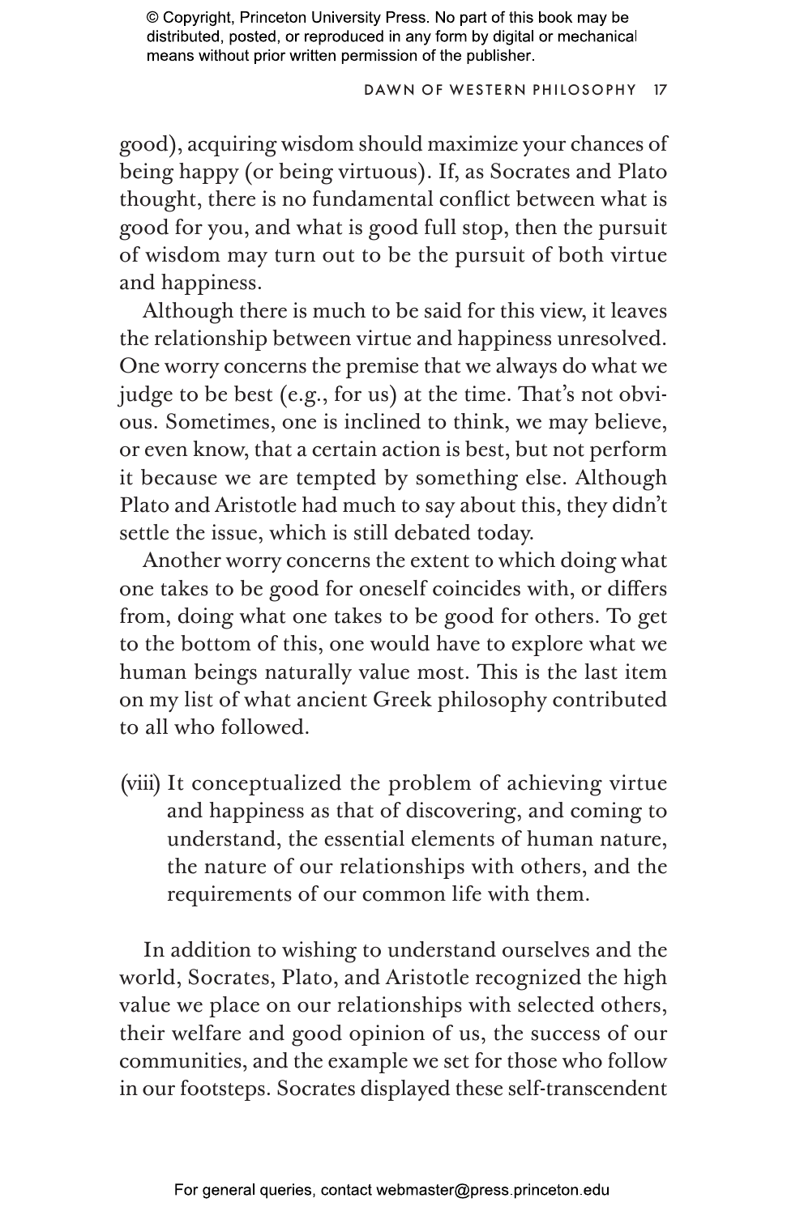good), acquiring wisdom should maximize your chances of being happy (or being virtuous). If, as Socrates and Plato thought, there is no fundamental conflict between what is good for you, and what is good full stop, then the pursuit of wisdom may turn out to be the pursuit of both virtue and happiness.

Although there is much to be said for this view, it leaves the relationship between virtue and happiness unresolved. One worry concerns the premise that we always do what we judge to be best (e.g., for us) at the time. That's not obvious. Sometimes, one is inclined to think, we may believe, or even know, that a certain action is best, but not perform it because we are tempted by something else. Although Plato and Aristotle had much to say about this, they didn't settle the issue, which is still debated today.

Another worry concerns the extent to which doing what one takes to be good for oneself coincides with, or differs from, doing what one takes to be good for others. To get to the bottom of this, one would have to explore what we human beings naturally value most. This is the last item on my list of what ancient Greek philosophy contributed to all who followed.

(viii) It conceptualized the problem of achieving virtue and happiness as that of discovering, and coming to understand, the essential elements of human nature, the nature of our relationships with others, and the requirements of our common life with them.

In addition to wishing to understand ourselves and the world, Socrates, Plato, and Aristotle recognized the high value we place on our relationships with selected others, their welfare and good opinion of us, the success of our communities, and the example we set for those who follow in our footsteps. Socrates displayed these self-transcendent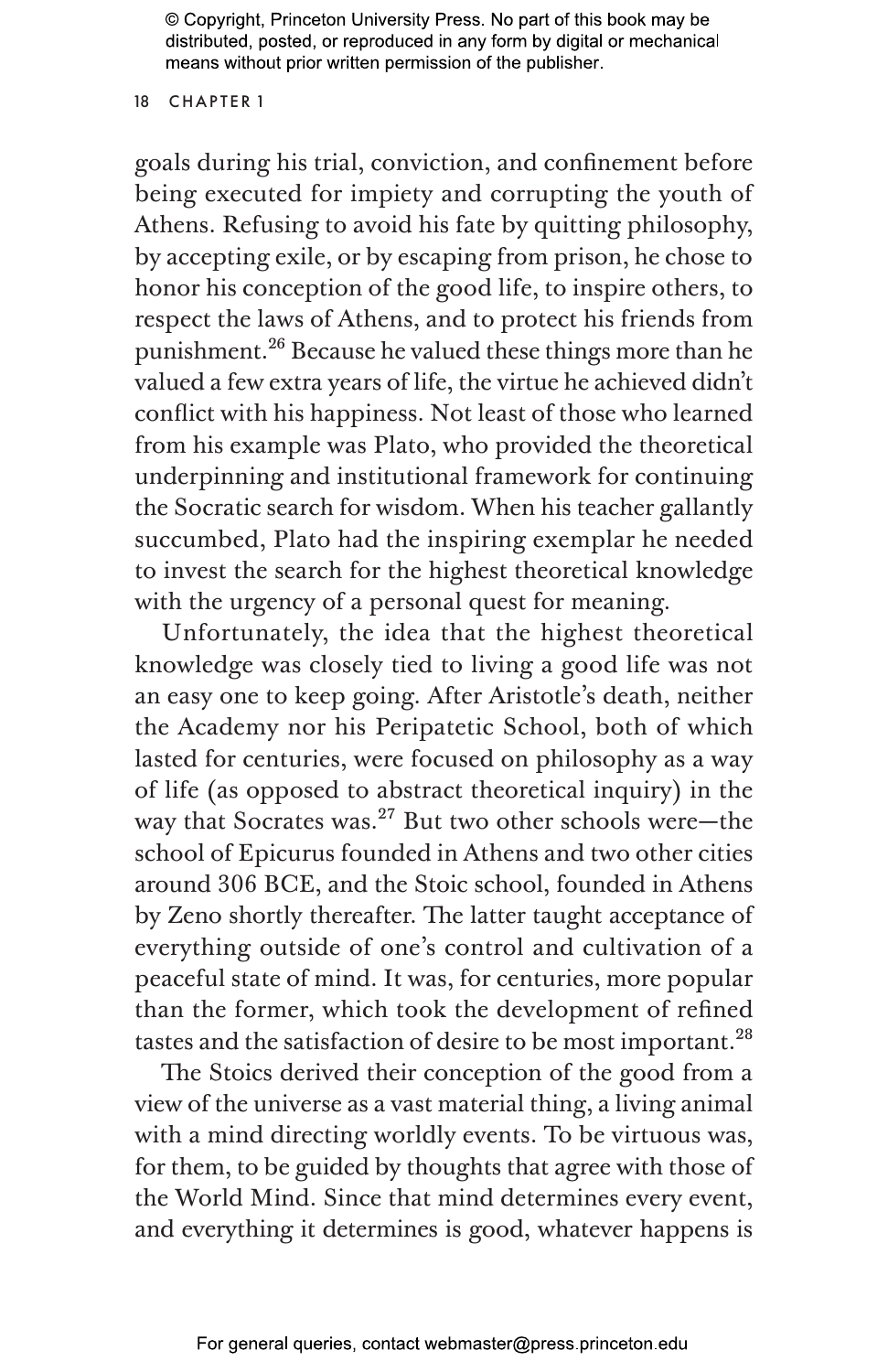goals during his trial, conviction, and confinement before being executed for impiety and corrupting the youth of Athens. Refusing to avoid his fate by quitting philosophy, by accepting exile, or by escaping from prison, he chose to honor his conception of the good life, to inspire others, to respect the laws of Athens, and to protect his friends from punishment.[26] Because he valued these things more than he valued a few extra years of life, the virtue he achieved didn't conflict with his happiness. Not least of those who learned from his example was Plato, who provided the theoretical underpinning and institutional framework for continuing the Socratic search for wisdom. When his teacher gallantly succumbed, Plato had the inspiring exemplar he needed to invest the search for the highest theoretical knowledge with the urgency of a personal quest for meaning.

Unfortunately, the idea that the highest theoretical knowledge was closely tied to living a good life was not an easy one to keep going. After Aristotle's death, neither the Academy nor his Peripatetic School, both of which lasted for centuries, were focused on philosophy as a way of life (as opposed to abstract theoretical inquiry) in the way that Socrates was.[27] But two other schools were—the school of Epicurus founded in Athens and two other cities around 306 BCE, and the Stoic school, founded in Athens by Zeno shortly thereafter. The latter taught acceptance of everything outside of one's control and cultivation of a peaceful state of mind. It was, for centuries, more popular than the former, which took the development of refined tastes and the satisfaction of desire to be most important.[28]

The Stoics derived their conception of the good from a view of the universe as a vast material thing, a living animal with a mind directing worldly events. To be virtuous was, for them, to be guided by thoughts that agree with those of the World Mind. Since that mind determines every event, and everything it determines is good, whatever happens is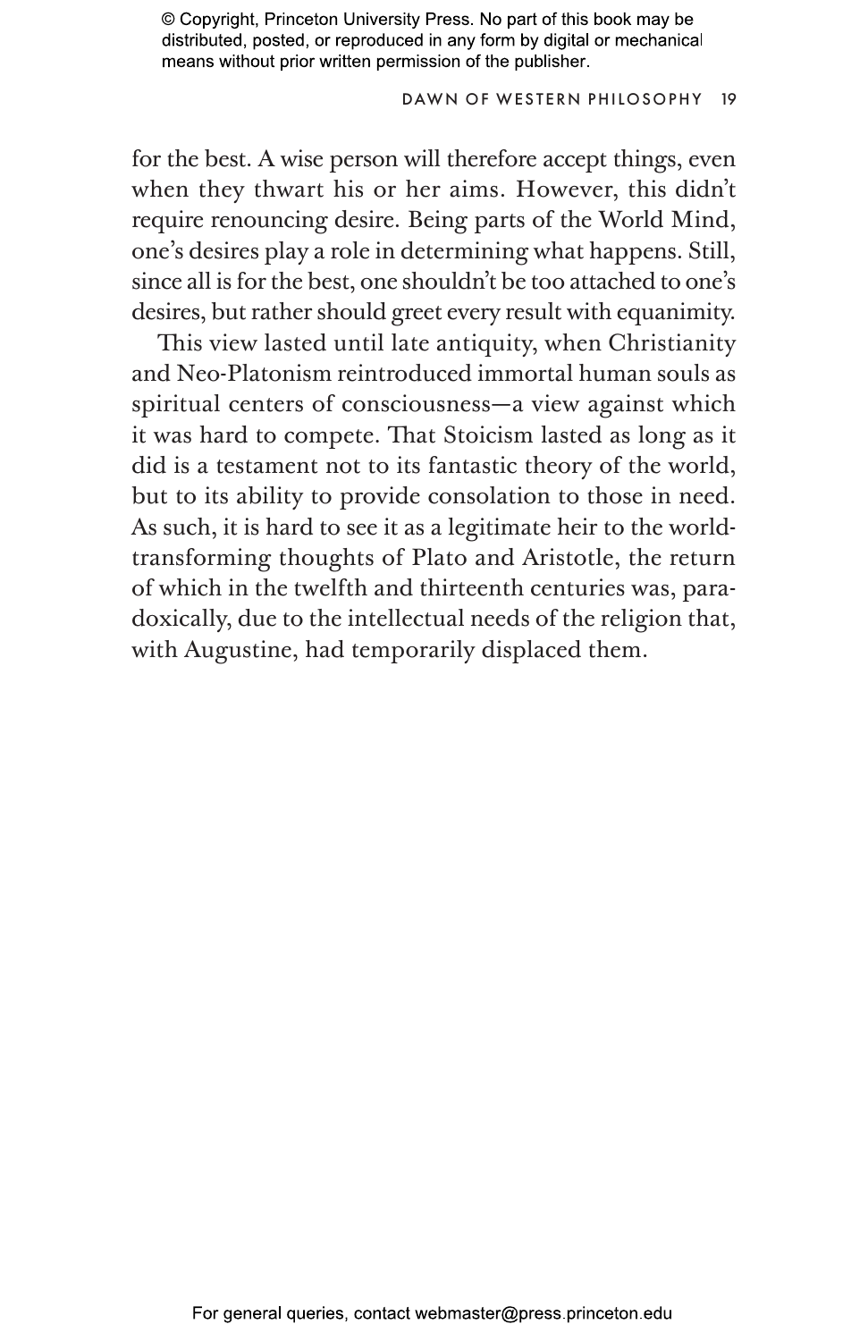for the best. A wise person will therefore accept things, even when they thwart his or her aims. However, this didn't require renouncing desire. Being parts of the World Mind, one's desires play a role in determining what happens. Still, since all is for the best, one shouldn't be too attached to one's desires, but rather should greet every result with equanimity.

This view lasted until late antiquity, when Christianity and Neo-Platonism reintroduced immortal human souls as spiritual centers of consciousness—a view against which it was hard to compete. That Stoicism lasted as long as it did is a testament not to its fantastic theory of the world, but to its ability to provide consolation to those in need. As such, it is hard to see it as a legitimate heir to the world-transforming thoughts of Plato and Aristotle, the return of which in the twelfth and thirteenth centuries was, paradoxically, due to the intellectual needs of the religion that, with Augustine, had temporarily displaced them.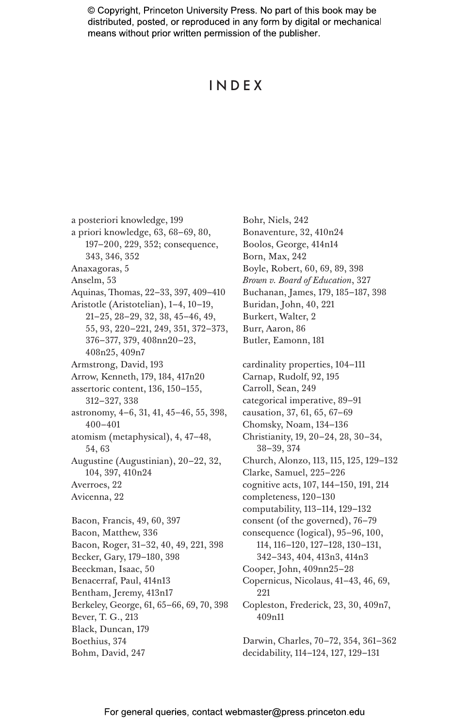# INDEX

a posteriori knowledge, 199
a priori knowledge, 63, 68–69, 80, 197–200, 229, 352; consequence, 343, 346, 352
Anaxagoras, 5
Anselm, 53
Aquinas, Thomas, 22–33, 397, 409–410
Aristotle (Aristotelian), 1–4, 10–19, 21–25, 28–29, 32, 38, 45–46, 49, 55, 93, 220–221, 249, 351, 372–373, 376–377, 379, 408nn20–23, 408n25, 409n7
Armstrong, David, 193
Arrow, Kenneth, 179, 184, 417n20
assertoric content, 136, 150–155, 312–327, 338
astronomy, 4–6, 31, 41, 45–46, 55, 398, 400–401
atomism (metaphysical), 4, 47–48, 54, 63
Augustine (Augustinian), 20–22, 32, 104, 397, 410n24
Averroes, 22
Avicenna, 22

Bacon, Francis, 49, 60, 397
Bacon, Matthew, 336
Bacon, Roger, 31–32, 40, 49, 221, 398
Becker, Gary, 179–180, 398
Beeckman, Isaac, 50
Benacerraf, Paul, 414n13
Bentham, Jeremy, 413n17
Berkeley, George, 61, 65–66, 69, 70, 398
Bever, T. G., 213
Black, Duncan, 179
Boethius, 374
Bohm, David, 247
Bohr, Niels, 242
Bonaventure, 32, 410n24
Boolos, George, 414n14
Born, Max, 242
Boyle, Robert, 60, 69, 89, 398
*Brown v. Board of Education*, 327
Buchanan, James, 179, 185–187, 398
Buridan, John, 40, 221
Burkert, Walter, 2
Burr, Aaron, 86
Butler, Eamonn, 181

cardinality properties, 104–111
Carnap, Rudolf, 92, 195
Carroll, Sean, 249
categorical imperative, 89–91
causation, 37, 61, 65, 67–69
Chomsky, Noam, 134–136
Christianity, 19, 20–24, 28, 30–34, 38–39, 374
Church, Alonzo, 113, 115, 125, 129–132
Clarke, Samuel, 225–226
cognitive acts, 107, 144–150, 191, 214
completeness, 120–130
computability, 113–114, 129–132
consent (of the governed), 76–79
consequence (logical), 95–96, 100, 114, 116–120, 127–128, 130–131, 342–343, 404, 413n3, 414n3
Cooper, John, 409nn25–28
Copernicus, Nicolaus, 41–43, 46, 69, 221
Copleston, Frederick, 23, 30, 409n7, 409n11

Darwin, Charles, 70–72, 354, 361–362
decidability, 114–124, 127, 129–131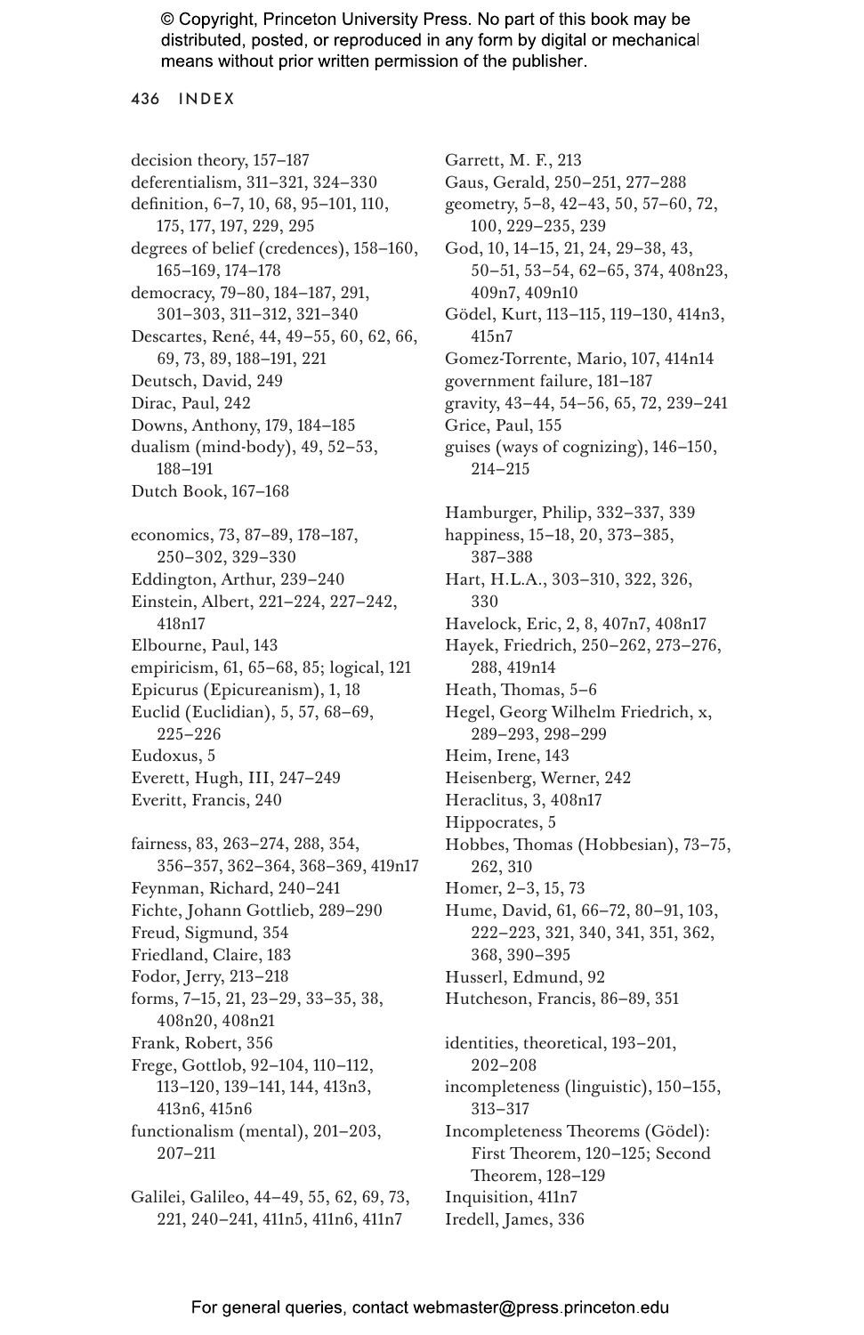decision theory, 157–187
deferentialism, 311–321, 324–330
definition, 6–7, 10, 68, 95–101, 110, 175, 177, 197, 229, 295
degrees of belief (credences), 158–160, 165–169, 174–178
democracy, 79–80, 184–187, 291, 301–303, 311–312, 321–340
Descartes, René, 44, 49–55, 60, 62, 66, 69, 73, 89, 188–191, 221
Deutsch, David, 249
Dirac, Paul, 242
Downs, Anthony, 179, 184–185
dualism (mind-body), 49, 52–53, 188–191
Dutch Book, 167–168

economics, 73, 87–89, 178–187, 250–302, 329–330
Eddington, Arthur, 239–240
Einstein, Albert, 221–224, 227–242, 418n17
Elbourne, Paul, 143
empiricism, 61, 65–68, 85; logical, 121
Epicurus (Epicureanism), 1, 18
Euclid (Euclidian), 5, 57, 68–69, 225–226
Eudoxus, 5
Everett, Hugh, III, 247–249
Everitt, Francis, 240

fairness, 83, 263–274, 288, 354, 356–357, 362–364, 368–369, 419n17
Feynman, Richard, 240–241
Fichte, Johann Gottlieb, 289–290
Freud, Sigmund, 354
Friedland, Claire, 183
Fodor, Jerry, 213–218
forms, 7–15, 21, 23–29, 33–35, 38, 408n20, 408n21
Frank, Robert, 356
Frege, Gottlob, 92–104, 110–112, 113–120, 139–141, 144, 413n3, 413n6, 415n6
functionalism (mental), 201–203, 207–211

Galilei, Galileo, 44–49, 55, 62, 69, 73, 221, 240–241, 411n5, 411n6, 411n7
Garrett, M. F., 213
Gaus, Gerald, 250–251, 277–288
geometry, 5–8, 42–43, 50, 57–60, 72, 100, 229–235, 239
God, 10, 14–15, 21, 24, 29–38, 43, 50–51, 53–54, 62–65, 374, 408n23, 409n7, 409n10
Gödel, Kurt, 113–115, 119–130, 414n3, 415n7
Gomez-Torrente, Mario, 107, 414n14
government failure, 181–187
gravity, 43–44, 54–56, 65, 72, 239–241
Grice, Paul, 155
guises (ways of cognizing), 146–150, 214–215

Hamburger, Philip, 332–337, 339
happiness, 15–18, 20, 373–385, 387–388
Hart, H.L.A., 303–310, 322, 326, 330
Havelock, Eric, 2, 8, 407n7, 408n17
Hayek, Friedrich, 250–262, 273–276, 288, 419n14
Heath, Thomas, 5–6
Hegel, Georg Wilhelm Friedrich, x, 289–293, 298–299
Heim, Irene, 143
Heisenberg, Werner, 242
Heraclitus, 3, 408n17
Hippocrates, 5
Hobbes, Thomas (Hobbesian), 73–75, 262, 310
Homer, 2–3, 15, 73
Hume, David, 61, 66–72, 80–91, 103, 222–223, 321, 340, 341, 351, 362, 368, 390–395
Husserl, Edmund, 92
Hutcheson, Francis, 86–89, 351

identities, theoretical, 193–201, 202–208
incompleteness (linguistic), 150–155, 313–317
Incompleteness Theorems (Gödel): First Theorem, 120–125; Second Theorem, 128–129
Inquisition, 411n7
Iredell, James, 336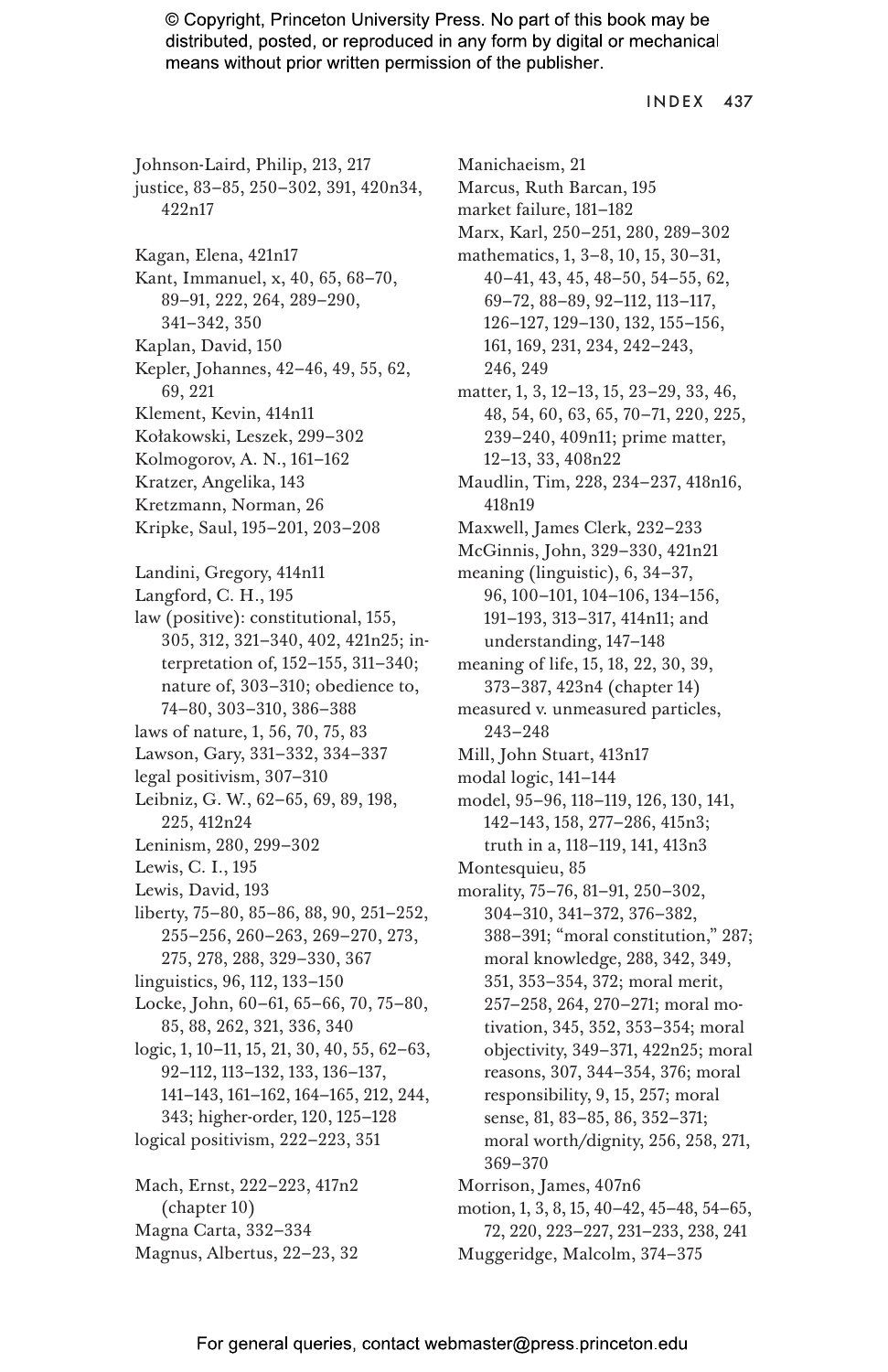Johnson-Laird, Philip, 213, 217
justice, 83–85, 250–302, 391, 420n34, 422n17

Kagan, Elena, 421n17
Kant, Immanuel, x, 40, 65, 68–70, 89–91, 222, 264, 289–290, 341–342, 350
Kaplan, David, 150
Kepler, Johannes, 42–46, 49, 55, 62, 69, 221
Klement, Kevin, 414n11
Kołakowski, Leszek, 299–302
Kolmogorov, A. N., 161–162
Kratzer, Angelika, 143
Kretzmann, Norman, 26
Kripke, Saul, 195–201, 203–208

Landini, Gregory, 414n11
Langford, C. H., 195
law (positive): constitutional, 155, 305, 312, 321–340, 402, 421n25; interpretation of, 152–155, 311–340; nature of, 303–310; obedience to, 74–80, 303–310, 386–388
laws of nature, 1, 56, 70, 75, 83
Lawson, Gary, 331–332, 334–337
legal positivism, 307–310
Leibniz, G. W., 62–65, 69, 89, 198, 225, 412n24
Leninism, 280, 299–302
Lewis, C. I., 195
Lewis, David, 193
liberty, 75–80, 85–86, 88, 90, 251–252, 255–256, 260–263, 269–270, 273, 275, 278, 288, 329–330, 367
linguistics, 96, 112, 133–150
Locke, John, 60–61, 65–66, 70, 75–80, 85, 88, 262, 321, 336, 340
logic, 1, 10–11, 15, 21, 30, 40, 55, 62–63, 92–112, 113–132, 133, 136–137, 141–143, 161–162, 164–165, 212, 244, 343; higher-order, 120, 125–128
logical positivism, 222–223, 351

Mach, Ernst, 222–223, 417n2 (chapter 10)
Magna Carta, 332–334
Magnus, Albertus, 22–23, 32
Manichaeism, 21
Marcus, Ruth Barcan, 195
market failure, 181–182
Marx, Karl, 250–251, 280, 289–302
mathematics, 1, 3–8, 10, 15, 30–31, 40–41, 43, 45, 48–50, 54–55, 62, 69–72, 88–89, 92–112, 113–117, 126–127, 129–130, 132, 155–156, 161, 169, 231, 234, 242–243, 246, 249
matter, 1, 3, 12–13, 15, 23–29, 33, 46, 48, 54, 60, 63, 65, 70–71, 220, 225, 239–240, 409n11; prime matter, 12–13, 33, 408n22
Maudlin, Tim, 228, 234–237, 418n16, 418n19
Maxwell, James Clerk, 232–233
McGinnis, John, 329–330, 421n21
meaning (linguistic), 6, 34–37, 96, 100–101, 104–106, 134–156, 191–193, 313–317, 414n11; and understanding, 147–148
meaning of life, 15, 18, 22, 30, 39, 373–387, 423n4 (chapter 14)
measured v. unmeasured particles, 243–248
Mill, John Stuart, 413n17
modal logic, 141–144
model, 95–96, 118–119, 126, 130, 141, 142–143, 158, 277–286, 415n3; truth in a, 118–119, 141, 413n3
Montesquieu, 85
morality, 75–76, 81–91, 250–302, 304–310, 341–372, 376–382, 388–391; "moral constitution," 287; moral knowledge, 288, 342, 349, 351, 353–354, 372; moral merit, 257–258, 264, 270–271; moral motivation, 345, 352, 353–354; moral objectivity, 349–371, 422n25; moral reasons, 307, 344–354, 376; moral responsibility, 9, 15, 257; moral sense, 81, 83–85, 86, 352–371; moral worth/dignity, 256, 258, 271, 369–370
Morrison, James, 407n6
motion, 1, 3, 8, 15, 40–42, 45–48, 54–65, 72, 220, 223–227, 231–233, 238, 241
Muggeridge, Malcolm, 374–375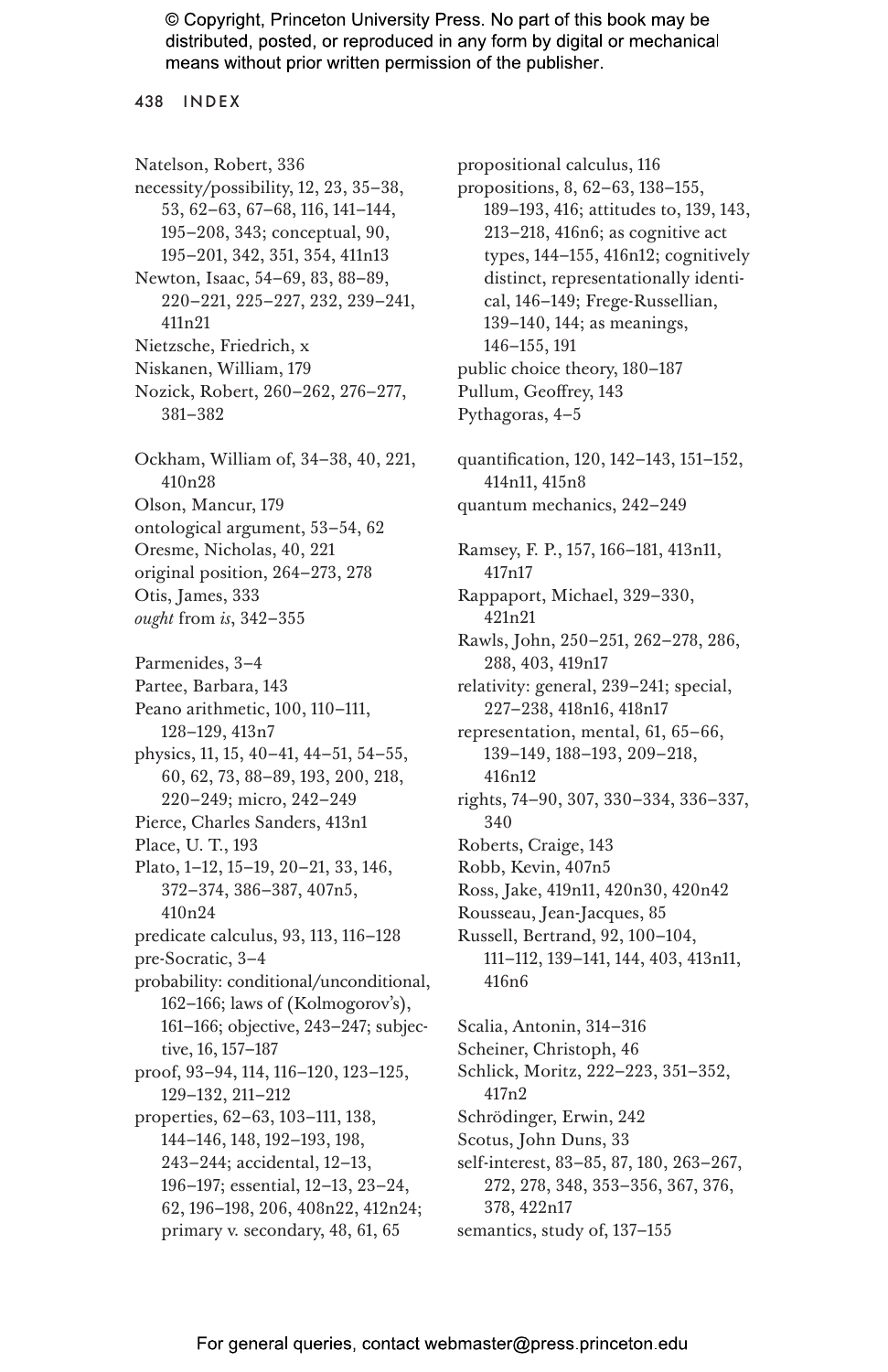Natelson, Robert, 336
necessity/possibility, 12, 23, 35–38, 53, 62–63, 67–68, 116, 141–144, 195–208, 343; conceptual, 90, 195–201, 342, 351, 354, 411n13
Newton, Isaac, 54–69, 83, 88–89, 220–221, 225–227, 232, 239–241, 411n21
Nietzsche, Friedrich, x
Niskanen, William, 179
Nozick, Robert, 260–262, 276–277, 381–382

Ockham, William of, 34–38, 40, 221, 410n28
Olson, Mancur, 179
ontological argument, 53–54, 62
Oresme, Nicholas, 40, 221
original position, 264–273, 278
Otis, James, 333
*ought* from *is*, 342–355

Parmenides, 3–4
Partee, Barbara, 143
Peano arithmetic, 100, 110–111, 128–129, 413n7
physics, 11, 15, 40–41, 44–51, 54–55, 60, 62, 73, 88–89, 193, 200, 218, 220–249; micro, 242–249
Pierce, Charles Sanders, 413n1
Place, U. T., 193
Plato, 1–12, 15–19, 20–21, 33, 146, 372–374, 386–387, 407n5, 410n24
predicate calculus, 93, 113, 116–128
pre-Socratic, 3–4
probability: conditional/unconditional, 162–166; laws of (Kolmogorov's), 161–166; objective, 243–247; subjective, 16, 157–187
proof, 93–94, 114, 116–120, 123–125, 129–132, 211–212
properties, 62–63, 103–111, 138, 144–146, 148, 192–193, 198, 243–244; accidental, 12–13, 196–197; essential, 12–13, 23–24, 62, 196–198, 206, 408n22, 412n24; primary v. secondary, 48, 61, 65
propositional calculus, 116
propositions, 8, 62–63, 138–155, 189–193, 416; attitudes to, 139, 143, 213–218, 416n6; as cognitive act types, 144–155, 416n12; cognitively distinct, representationally identical, 146–149; Frege-Russellian, 139–140, 144; as meanings, 146–155, 191
public choice theory, 180–187
Pullum, Geoffrey, 143
Pythagoras, 4–5

quantification, 120, 142–143, 151–152, 414n11, 415n8
quantum mechanics, 242–249

Ramsey, F. P., 157, 166–181, 413n11, 417n17
Rappaport, Michael, 329–330, 421n21
Rawls, John, 250–251, 262–278, 286, 288, 403, 419n17
relativity: general, 239–241; special, 227–238, 418n16, 418n17
representation, mental, 61, 65–66, 139–149, 188–193, 209–218, 416n12
rights, 74–90, 307, 330–334, 336–337, 340
Roberts, Craige, 143
Robb, Kevin, 407n5
Ross, Jake, 419n11, 420n30, 420n42
Rousseau, Jean-Jacques, 85
Russell, Bertrand, 92, 100–104, 111–112, 139–141, 144, 403, 413n11, 416n6

Scalia, Antonin, 314–316
Scheiner, Christoph, 46
Schlick, Moritz, 222–223, 351–352, 417n2
Schrödinger, Erwin, 242
Scotus, John Duns, 33
self-interest, 83–85, 87, 180, 263–267, 272, 278, 348, 353–356, 367, 376, 378, 422n17
semantics, study of, 137–155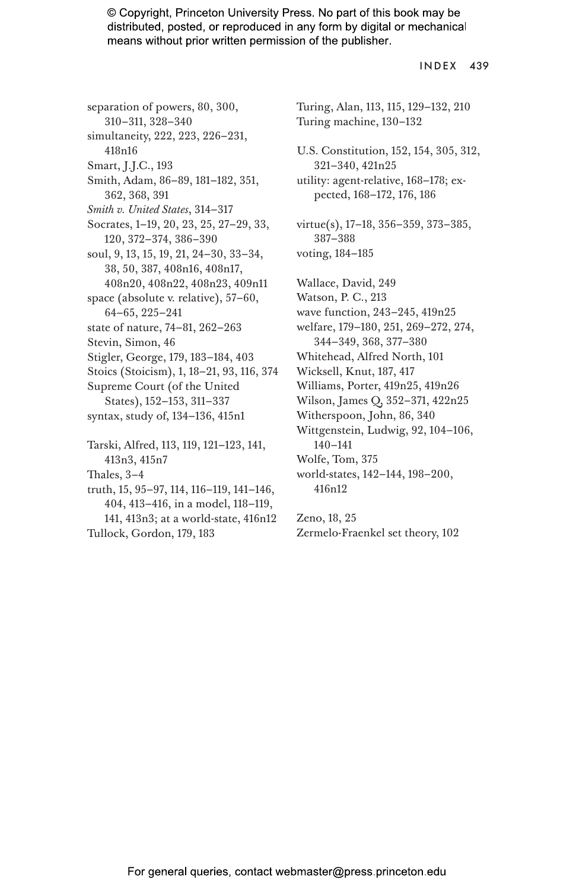separation of powers, 80, 300, 310–311, 328–340
simultaneity, 222, 223, 226–231, 418n16
Smart, J.J.C., 193
Smith, Adam, 86–89, 181–182, 351, 362, 368, 391
*Smith v. United States*, 314–317
Socrates, 1–19, 20, 23, 25, 27–29, 33, 120, 372–374, 386–390
soul, 9, 13, 15, 19, 21, 24–30, 33–34, 38, 50, 387, 408n16, 408n17, 408n20, 408n22, 408n23, 409n11
space (absolute v. relative), 57–60, 64–65, 225–241
state of nature, 74–81, 262–263
Stevin, Simon, 46
Stigler, George, 179, 183–184, 403
Stoics (Stoicism), 1, 18–21, 93, 116, 374
Supreme Court (of the United States), 152–153, 311–337
syntax, study of, 134–136, 415n1

Tarski, Alfred, 113, 119, 121–123, 141, 413n3, 415n7
Thales, 3–4
truth, 15, 95–97, 114, 116–119, 141–146, 404, 413–416, in a model, 118–119, 141, 413n3; at a world-state, 416n12
Tullock, Gordon, 179, 183
Turing, Alan, 113, 115, 129–132, 210
Turing machine, 130–132

U.S. Constitution, 152, 154, 305, 312, 321–340, 421n25
utility: agent-relative, 168–178; expected, 168–172, 176, 186

virtue(s), 17–18, 356–359, 373–385, 387–388
voting, 184–185

Wallace, David, 249
Watson, P. C., 213
wave function, 243–245, 419n25
welfare, 179–180, 251, 269–272, 274, 344–349, 368, 377–380
Whitehead, Alfred North, 101
Wicksell, Knut, 187, 417
Williams, Porter, 419n25, 419n26
Wilson, James Q, 352–371, 422n25
Witherspoon, John, 86, 340
Wittgenstein, Ludwig, 92, 104–106, 140–141
Wolfe, Tom, 375
world-states, 142–144, 198–200, 416n12

Zeno, 18, 25
Zermelo-Fraenkel set theory, 102